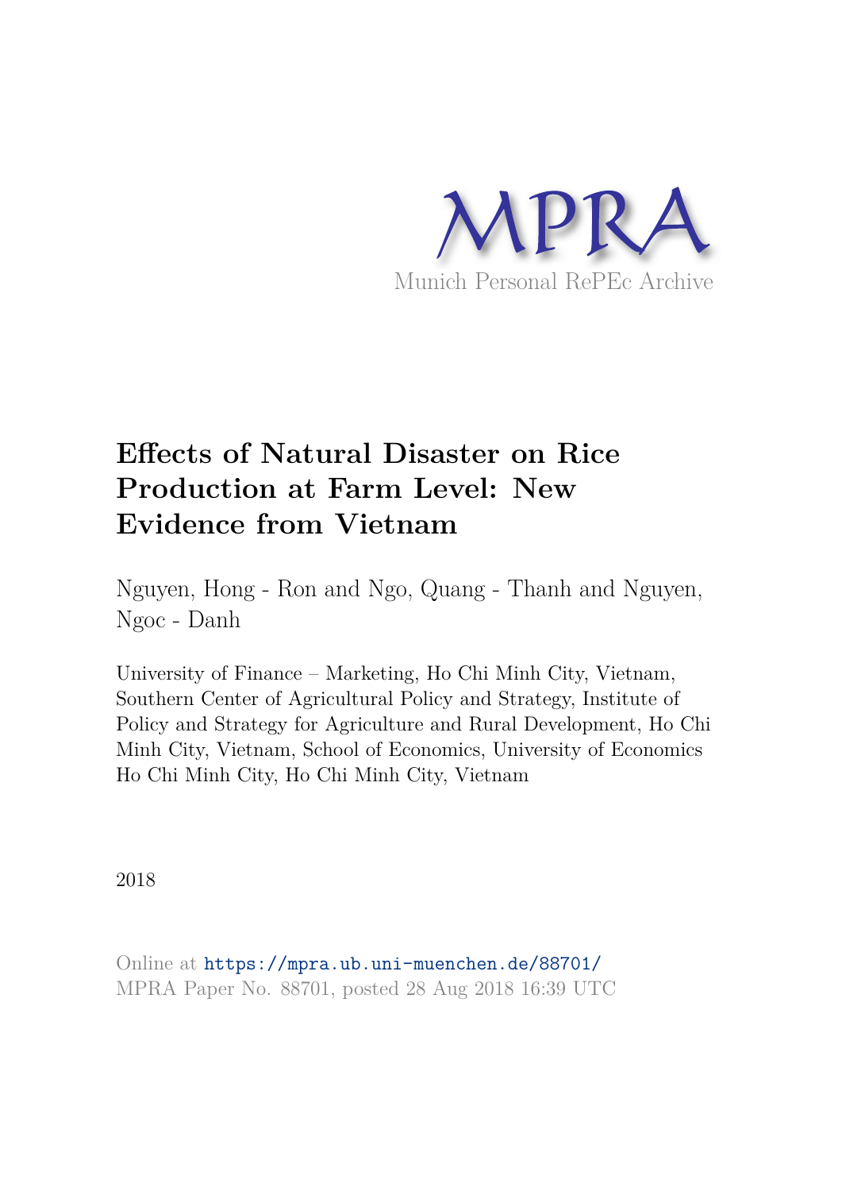MPRA

Munich Personal RePEc Archive

# Effects of Natural Disaster on Rice Production at Farm Level: New Evidence from Vietnam

Nguyen, Hong - Ron and Ngo, Quang - Thanh and Nguyen, Ngoc - Danh

University of Finance – Marketing, Ho Chi Minh City, Vietnam, Southern Center of Agricultural Policy and Strategy, Institute of Policy and Strategy for Agriculture and Rural Development, Ho Chi Minh City, Vietnam, School of Economics, University of Economics Ho Chi Minh City, Ho Chi Minh City, Vietnam

2018

Online at https://mpra.ub.uni-muenchen.de/88701/
MPRA Paper No. 88701, posted 28 Aug 2018 16:39 UTC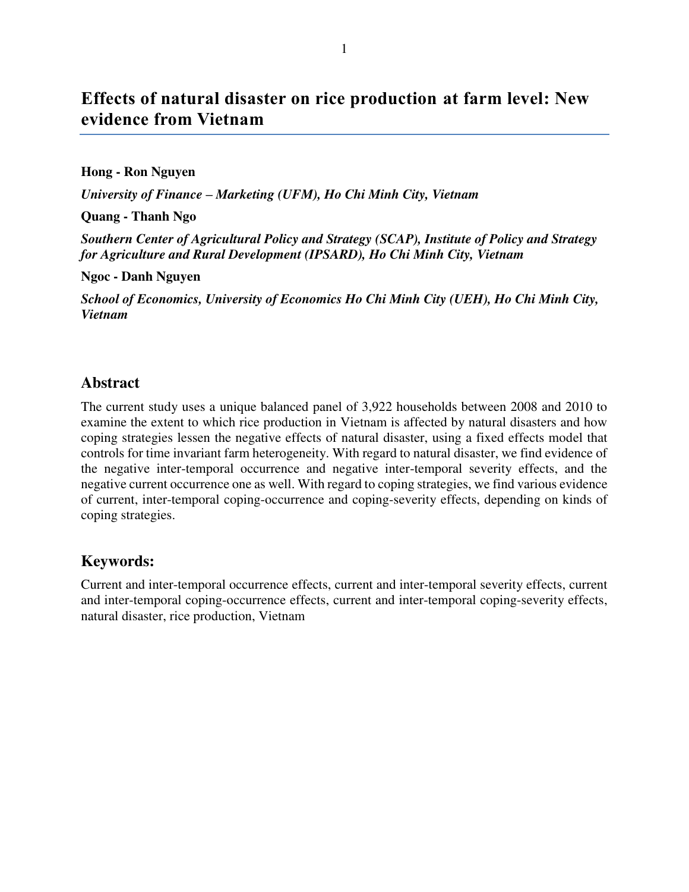# Effects of natural disaster on rice production at farm level: New evidence from Vietnam

**Hong - Ron Nguyen**

***University of Finance – Marketing (UFM), Ho Chi Minh City, Vietnam***

**Quang - Thanh Ngo**

***Southern Center of Agricultural Policy and Strategy (SCAP), Institute of Policy and Strategy for Agriculture and Rural Development (IPSARD), Ho Chi Minh City, Vietnam***

**Ngoc - Danh Nguyen**

***School of Economics, University of Economics Ho Chi Minh City (UEH), Ho Chi Minh City, Vietnam***

## Abstract

The current study uses a unique balanced panel of 3,922 households between 2008 and 2010 to examine the extent to which rice production in Vietnam is affected by natural disasters and how coping strategies lessen the negative effects of natural disaster, using a fixed effects model that controls for time invariant farm heterogeneity. With regard to natural disaster, we find evidence of the negative inter-temporal occurrence and negative inter-temporal severity effects, and the negative current occurrence one as well. With regard to coping strategies, we find various evidence of current, inter-temporal coping-occurrence and coping-severity effects, depending on kinds of coping strategies.

## Keywords:

Current and inter-temporal occurrence effects, current and inter-temporal severity effects, current and inter-temporal coping-occurrence effects, current and inter-temporal coping-severity effects, natural disaster, rice production, Vietnam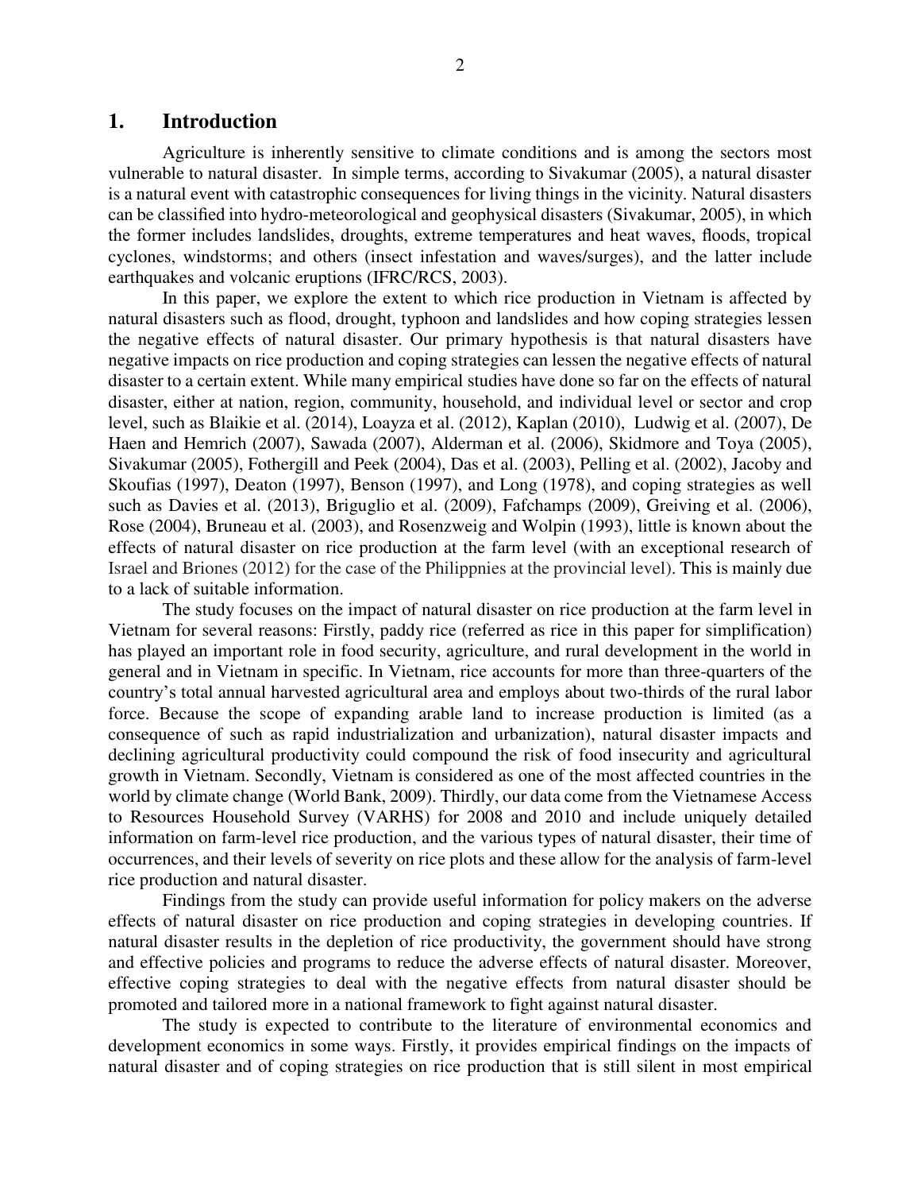## 1. Introduction

Agriculture is inherently sensitive to climate conditions and is among the sectors most vulnerable to natural disaster. In simple terms, according to Sivakumar (2005), a natural disaster is a natural event with catastrophic consequences for living things in the vicinity. Natural disasters can be classified into hydro-meteorological and geophysical disasters (Sivakumar, 2005), in which the former includes landslides, droughts, extreme temperatures and heat waves, floods, tropical cyclones, windstorms; and others (insect infestation and waves/surges), and the latter include earthquakes and volcanic eruptions (IFRC/RCS, 2003).

In this paper, we explore the extent to which rice production in Vietnam is affected by natural disasters such as flood, drought, typhoon and landslides and how coping strategies lessen the negative effects of natural disaster. Our primary hypothesis is that natural disasters have negative impacts on rice production and coping strategies can lessen the negative effects of natural disaster to a certain extent. While many empirical studies have done so far on the effects of natural disaster, either at nation, region, community, household, and individual level or sector and crop level, such as Blaikie et al. (2014), Loayza et al. (2012), Kaplan (2010), Ludwig et al. (2007), De Haen and Hemrich (2007), Sawada (2007), Alderman et al. (2006), Skidmore and Toya (2005), Sivakumar (2005), Fothergill and Peek (2004), Das et al. (2003), Pelling et al. (2002), Jacoby and Skoufias (1997), Deaton (1997), Benson (1997), and Long (1978), and coping strategies as well such as Davies et al. (2013), Briguglio et al. (2009), Fafchamps (2009), Greiving et al. (2006), Rose (2004), Bruneau et al. (2003), and Rosenzweig and Wolpin (1993), little is known about the effects of natural disaster on rice production at the farm level (with an exceptional research of Israel and Briones (2012) for the case of the Philippnies at the provincial level). This is mainly due to a lack of suitable information.

The study focuses on the impact of natural disaster on rice production at the farm level in Vietnam for several reasons: Firstly, paddy rice (referred as rice in this paper for simplification) has played an important role in food security, agriculture, and rural development in the world in general and in Vietnam in specific. In Vietnam, rice accounts for more than three-quarters of the country's total annual harvested agricultural area and employs about two-thirds of the rural labor force. Because the scope of expanding arable land to increase production is limited (as a consequence of such as rapid industrialization and urbanization), natural disaster impacts and declining agricultural productivity could compound the risk of food insecurity and agricultural growth in Vietnam. Secondly, Vietnam is considered as one of the most affected countries in the world by climate change (World Bank, 2009). Thirdly, our data come from the Vietnamese Access to Resources Household Survey (VARHS) for 2008 and 2010 and include uniquely detailed information on farm-level rice production, and the various types of natural disaster, their time of occurrences, and their levels of severity on rice plots and these allow for the analysis of farm-level rice production and natural disaster.

Findings from the study can provide useful information for policy makers on the adverse effects of natural disaster on rice production and coping strategies in developing countries. If natural disaster results in the depletion of rice productivity, the government should have strong and effective policies and programs to reduce the adverse effects of natural disaster. Moreover, effective coping strategies to deal with the negative effects from natural disaster should be promoted and tailored more in a national framework to fight against natural disaster.

The study is expected to contribute to the literature of environmental economics and development economics in some ways. Firstly, it provides empirical findings on the impacts of natural disaster and of coping strategies on rice production that is still silent in most empirical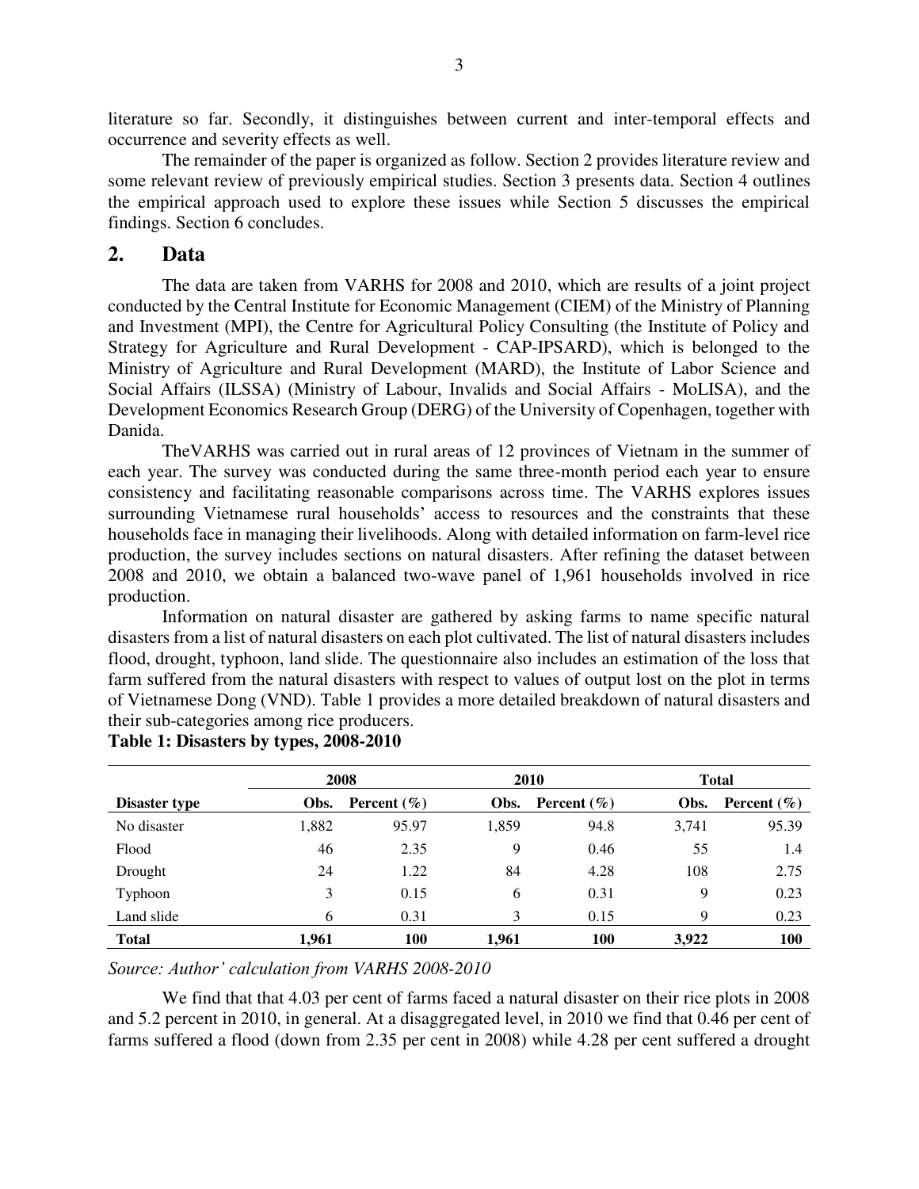literature so far. Secondly, it distinguishes between current and inter-temporal effects and occurrence and severity effects as well.

The remainder of the paper is organized as follow. Section 2 provides literature review and some relevant review of previously empirical studies. Section 3 presents data. Section 4 outlines the empirical approach used to explore these issues while Section 5 discusses the empirical findings. Section 6 concludes.

## 2. Data

The data are taken from VARHS for 2008 and 2010, which are results of a joint project conducted by the Central Institute for Economic Management (CIEM) of the Ministry of Planning and Investment (MPI), the Centre for Agricultural Policy Consulting (the Institute of Policy and Strategy for Agriculture and Rural Development - CAP-IPSARD), which is belonged to the Ministry of Agriculture and Rural Development (MARD), the Institute of Labor Science and Social Affairs (ILSSA) (Ministry of Labour, Invalids and Social Affairs - MoLISA), and the Development Economics Research Group (DERG) of the University of Copenhagen, together with Danida.

TheVARHS was carried out in rural areas of 12 provinces of Vietnam in the summer of each year. The survey was conducted during the same three-month period each year to ensure consistency and facilitating reasonable comparisons across time. The VARHS explores issues surrounding Vietnamese rural households' access to resources and the constraints that these households face in managing their livelihoods. Along with detailed information on farm-level rice production, the survey includes sections on natural disasters. After refining the dataset between 2008 and 2010, we obtain a balanced two-wave panel of 1,961 households involved in rice production.

Information on natural disaster are gathered by asking farms to name specific natural disasters from a list of natural disasters on each plot cultivated. The list of natural disasters includes flood, drought, typhoon, land slide. The questionnaire also includes an estimation of the loss that farm suffered from the natural disasters with respect to values of output lost on the plot in terms of Vietnamese Dong (VND). Table 1 provides a more detailed breakdown of natural disasters and their sub-categories among rice producers.

**Table 1: Disasters by types, 2008-2010**

| | 2008 | | 2010 | | Total | |
|---|---|---|---|---|---|---|
| **Disaster type** | **Obs.** | **Percent (%)** | **Obs.** | **Percent (%)** | **Obs.** | **Percent (%)** |
| No disaster | 1,882 | 95.97 | 1,859 | 94.8 | 3,741 | 95.39 |
| Flood | 46 | 2.35 | 9 | 0.46 | 55 | 1.4 |
| Drought | 24 | 1.22 | 84 | 4.28 | 108 | 2.75 |
| Typhoon | 3 | 0.15 | 6 | 0.31 | 9 | 0.23 |
| Land slide | 6 | 0.31 | 3 | 0.15 | 9 | 0.23 |
| **Total** | **1,961** | **100** | **1,961** | **100** | **3,922** | **100** |

*Source: Author' calculation from VARHS 2008-2010*

We find that that 4.03 per cent of farms faced a natural disaster on their rice plots in 2008 and 5.2 percent in 2010, in general. At a disaggregated level, in 2010 we find that 0.46 per cent of farms suffered a flood (down from 2.35 per cent in 2008) while 4.28 per cent suffered a drought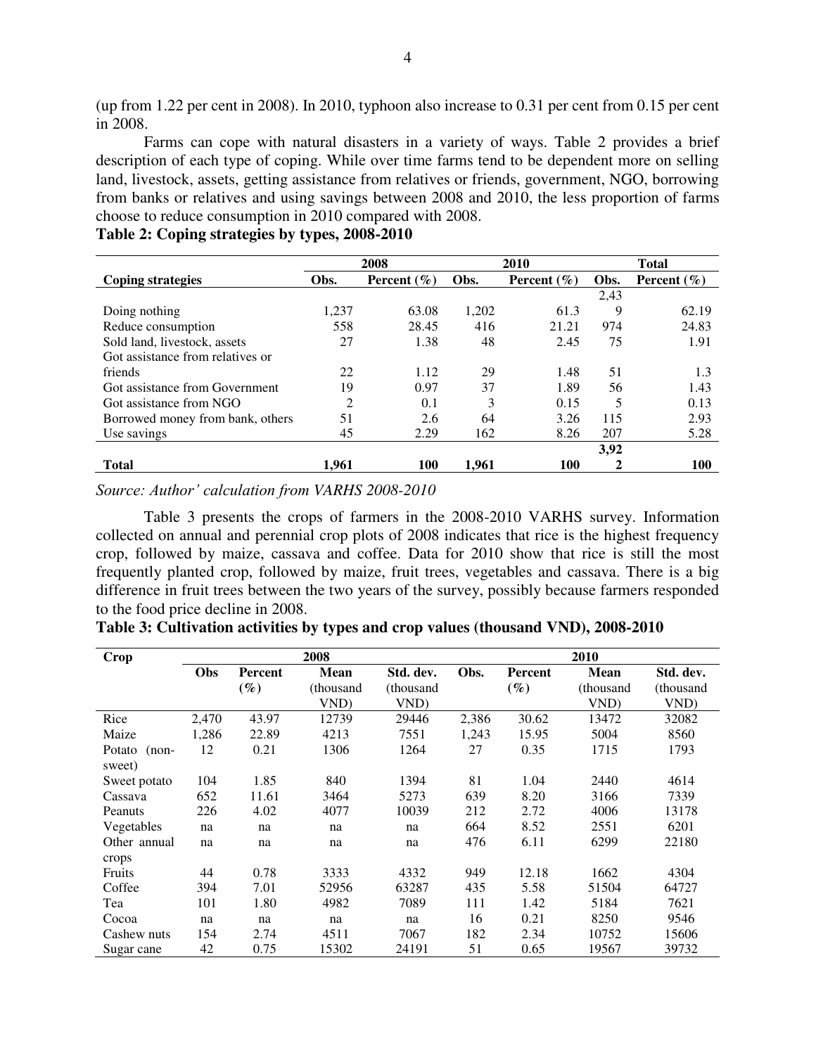(up from 1.22 per cent in 2008). In 2010, typhoon also increase to 0.31 per cent from 0.15 per cent in 2008.

Farms can cope with natural disasters in a variety of ways. Table 2 provides a brief description of each type of coping. While over time farms tend to be dependent more on selling land, livestock, assets, getting assistance from relatives or friends, government, NGO, borrowing from banks or relatives and using savings between 2008 and 2010, the less proportion of farms choose to reduce consumption in 2010 compared with 2008.

**Table 2: Coping strategies by types, 2008-2010**

| | 2008 | | 2010 | | Total | |
|---|---|---|---|---|---|---|
| **Coping strategies** | **Obs.** | **Percent (%)** | **Obs.** | **Percent (%)** | **Obs.** | **Percent (%)** |
| Doing nothing | 1,237 | 63.08 | 1,202 | 61.3 | 2,439 | 62.19 |
| Reduce consumption | 558 | 28.45 | 416 | 21.21 | 974 | 24.83 |
| Sold land, livestock, assets | 27 | 1.38 | 48 | 2.45 | 75 | 1.91 |
| Got assistance from relatives or friends | 22 | 1.12 | 29 | 1.48 | 51 | 1.3 |
| Got assistance from Government | 19 | 0.97 | 37 | 1.89 | 56 | 1.43 |
| Got assistance from NGO | 2 | 0.1 | 3 | 0.15 | 5 | 0.13 |
| Borrowed money from bank, others | 51 | 2.6 | 64 | 3.26 | 115 | 2.93 |
| Use savings | 45 | 2.29 | 162 | 8.26 | 207 | 5.28 |
| **Total** | **1,961** | **100** | **1,961** | **100** | **3,922** | **100** |

*Source: Author' calculation from VARHS 2008-2010*

Table 3 presents the crops of farmers in the 2008-2010 VARHS survey. Information collected on annual and perennial crop plots of 2008 indicates that rice is the highest frequency crop, followed by maize, cassava and coffee. Data for 2010 show that rice is still the most frequently planted crop, followed by maize, fruit trees, vegetables and cassava. There is a big difference in fruit trees between the two years of the survey, possibly because farmers responded to the food price decline in 2008.

**Table 3: Cultivation activities by types and crop values (thousand VND), 2008-2010**

| Crop | 2008 | | | | 2010 | | | |
|---|---|---|---|---|---|---|---|---|
| | **Obs** | **Percent (%)** | **Mean (thousand VND)** | **Std. dev. (thousand VND)** | **Obs.** | **Percent (%)** | **Mean (thousand VND)** | **Std. dev. (thousand VND)** |
| Rice | 2,470 | 43.97 | 12739 | 29446 | 2,386 | 30.62 | 13472 | 32082 |
| Maize | 1,286 | 22.89 | 4213 | 7551 | 1,243 | 15.95 | 5004 | 8560 |
| Potato (non-sweet) | 12 | 0.21 | 1306 | 1264 | 27 | 0.35 | 1715 | 1793 |
| Sweet potato | 104 | 1.85 | 840 | 1394 | 81 | 1.04 | 2440 | 4614 |
| Cassava | 652 | 11.61 | 3464 | 5273 | 639 | 8.20 | 3166 | 7339 |
| Peanuts | 226 | 4.02 | 4077 | 10039 | 212 | 2.72 | 4006 | 13178 |
| Vegetables | na | na | na | na | 664 | 8.52 | 2551 | 6201 |
| Other annual crops | na | na | na | na | 476 | 6.11 | 6299 | 22180 |
| Fruits | 44 | 0.78 | 3333 | 4332 | 949 | 12.18 | 1662 | 4304 |
| Coffee | 394 | 7.01 | 52956 | 63287 | 435 | 5.58 | 51504 | 64727 |
| Tea | 101 | 1.80 | 4982 | 7089 | 111 | 1.42 | 5184 | 7621 |
| Cocoa | na | na | na | na | 16 | 0.21 | 8250 | 9546 |
| Cashew nuts | 154 | 2.74 | 4511 | 7067 | 182 | 2.34 | 10752 | 15606 |
| Sugar cane | 42 | 0.75 | 15302 | 24191 | 51 | 0.65 | 19567 | 39732 |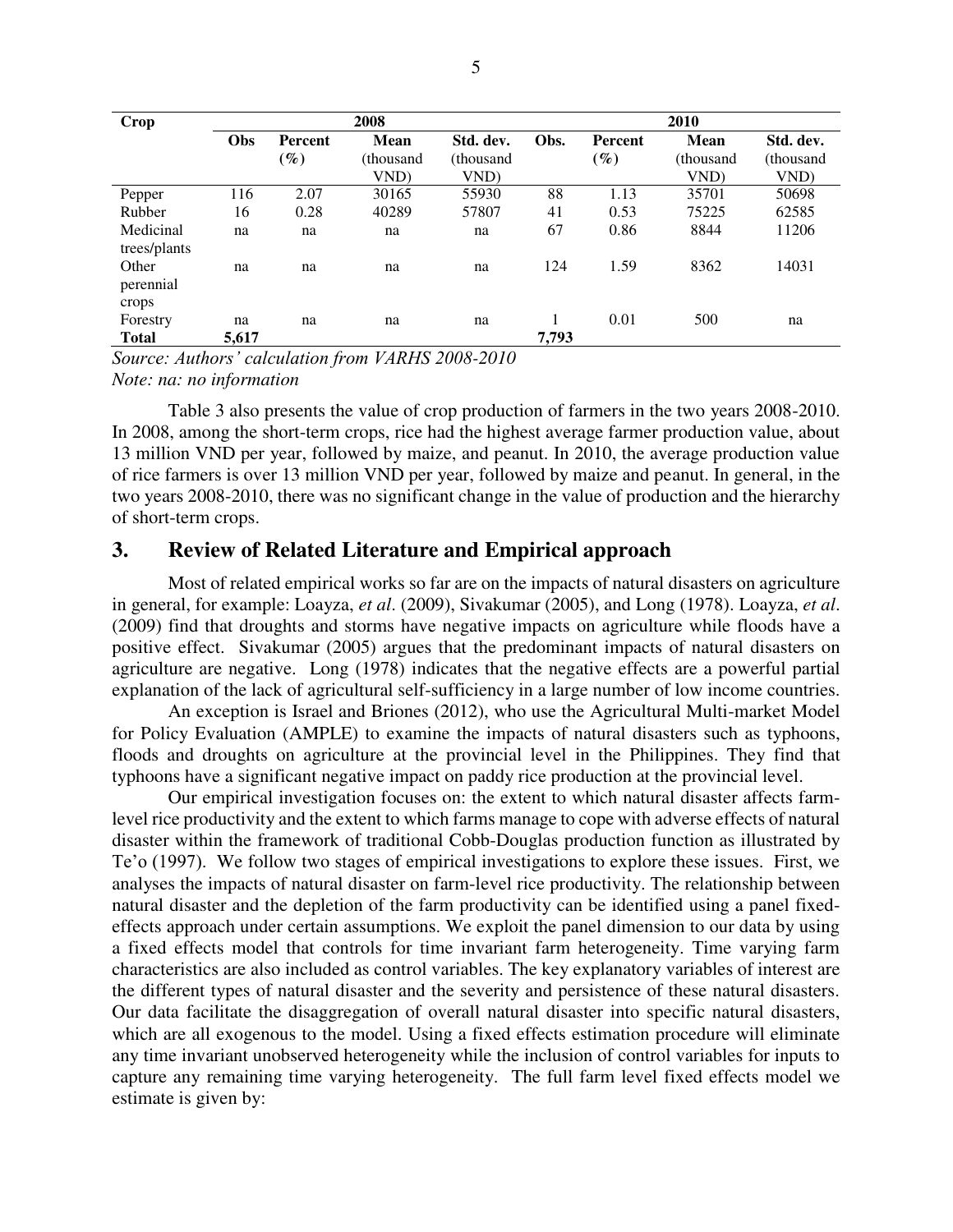| Crop | 2008 | | | | 2010 | | | |
|---|---|---|---|---|---|---|---|---|
| | Obs | Percent (%) | Mean (thousand VND) | Std. dev. (thousand VND) | Obs. | Percent (%) | Mean (thousand VND) | Std. dev. (thousand VND) |
| Pepper | 116 | 2.07 | 30165 | 55930 | 88 | 1.13 | 35701 | 50698 |
| Rubber | 16 | 0.28 | 40289 | 57807 | 41 | 0.53 | 75225 | 62585 |
| Medicinal trees/plants | na | na | na | na | 67 | 0.86 | 8844 | 11206 |
| Other perennial crops | na | na | na | na | 124 | 1.59 | 8362 | 14031 |
| Forestry | na | na | na | na | 1 | 0.01 | 500 | na |
| **Total** | **5,617** | | | | **7,793** | | | |

*Source: Authors' calculation from VARHS 2008-2010*
*Note: na: no information*

Table 3 also presents the value of crop production of farmers in the two years 2008-2010. In 2008, among the short-term crops, rice had the highest average farmer production value, about 13 million VND per year, followed by maize, and peanut. In 2010, the average production value of rice farmers is over 13 million VND per year, followed by maize and peanut. In general, in the two years 2008-2010, there was no significant change in the value of production and the hierarchy of short-term crops.

## 3. Review of Related Literature and Empirical approach

Most of related empirical works so far are on the impacts of natural disasters on agriculture in general, for example: Loayza, *et al*. (2009), Sivakumar (2005), and Long (1978). Loayza, *et al*. (2009) find that droughts and storms have negative impacts on agriculture while floods have a positive effect. Sivakumar (2005) argues that the predominant impacts of natural disasters on agriculture are negative. Long (1978) indicates that the negative effects are a powerful partial explanation of the lack of agricultural self-sufficiency in a large number of low income countries.

An exception is Israel and Briones (2012), who use the Agricultural Multi-market Model for Policy Evaluation (AMPLE) to examine the impacts of natural disasters such as typhoons, floods and droughts on agriculture at the provincial level in the Philippines. They find that typhoons have a significant negative impact on paddy rice production at the provincial level.

Our empirical investigation focuses on: the extent to which natural disaster affects farm-level rice productivity and the extent to which farms manage to cope with adverse effects of natural disaster within the framework of traditional Cobb-Douglas production function as illustrated by Te'o (1997). We follow two stages of empirical investigations to explore these issues. First, we analyses the impacts of natural disaster on farm-level rice productivity. The relationship between natural disaster and the depletion of the farm productivity can be identified using a panel fixed-effects approach under certain assumptions. We exploit the panel dimension to our data by using a fixed effects model that controls for time invariant farm heterogeneity. Time varying farm characteristics are also included as control variables. The key explanatory variables of interest are the different types of natural disaster and the severity and persistence of these natural disasters. Our data facilitate the disaggregation of overall natural disaster into specific natural disasters, which are all exogenous to the model. Using a fixed effects estimation procedure will eliminate any time invariant unobserved heterogeneity while the inclusion of control variables for inputs to capture any remaining time varying heterogeneity. The full farm level fixed effects model we estimate is given by: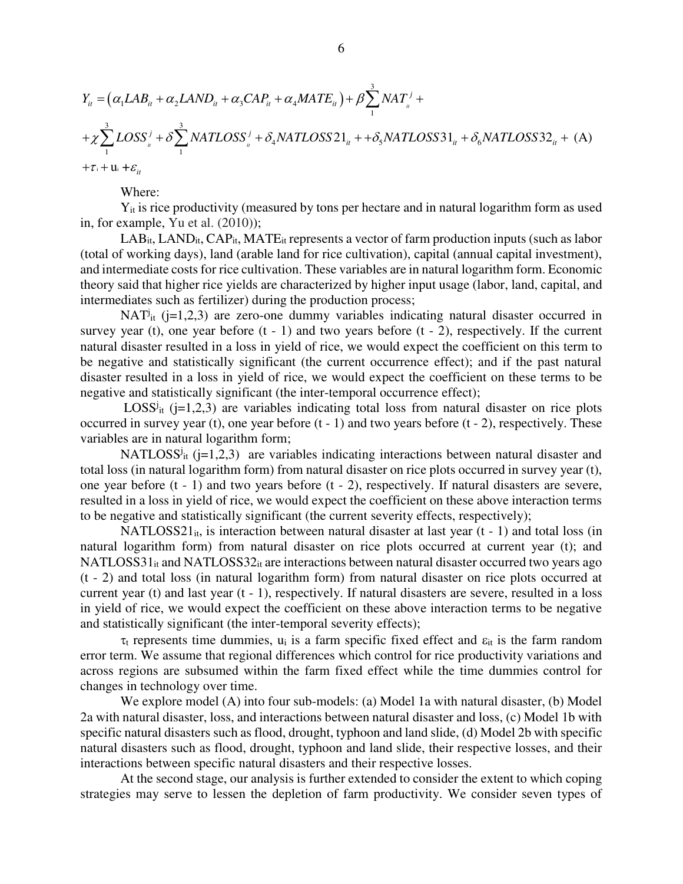$$
\begin{aligned}
Y_{it} = & \left(\alpha_1 LAB_{it} + \alpha_2 LAND_{it} + \alpha_3 CAP_{it} + \alpha_4 MATE_{it}\right) + \beta \sum_{1}^{3} NAT_{it}^{j} + \\
& + \chi \sum_{1}^{3} LOSS_{it}^{j} + \delta \sum_{1}^{3} NATLOSS_{it}^{j} + \delta_4 NATLOSS21_{it} + + \delta_5 NATLOSS31_{it} + \delta_6 NATLOSS32_{it} + \quad \text{(A)} \\
& + \tau_t + u_i + \varepsilon_{it}
\end{aligned}
$$

Where:

$Y_{it}$ is rice productivity (measured by tons per hectare and in natural logarithm form as used in, for example, Yu et al. (2010));

$LAB_{it}$, $LAND_{it}$, $CAP_{it}$, $MATE_{it}$ represents a vector of farm production inputs (such as labor (total of working days), land (arable land for rice cultivation), capital (annual capital investment), and intermediate costs for rice cultivation. These variables are in natural logarithm form. Economic theory said that higher rice yields are characterized by higher input usage (labor, land, capital, and intermediates such as fertilizer) during the production process;

$NAT^{j}_{it}$ (j=1,2,3) are zero-one dummy variables indicating natural disaster occurred in survey year (t), one year before (t - 1) and two years before (t - 2), respectively. If the current natural disaster resulted in a loss in yield of rice, we would expect the coefficient on this term to be negative and statistically significant (the current occurrence effect); and if the past natural disaster resulted in a loss in yield of rice, we would expect the coefficient on these terms to be negative and statistically significant (the inter-temporal occurrence effect);

$LOSS^{j}_{it}$ (j=1,2,3) are variables indicating total loss from natural disaster on rice plots occurred in survey year (t), one year before (t - 1) and two years before (t - 2), respectively. These variables are in natural logarithm form;

$NATLOSS^{j}_{it}$ (j=1,2,3) are variables indicating interactions between natural disaster and total loss (in natural logarithm form) from natural disaster on rice plots occurred in survey year (t), one year before (t - 1) and two years before (t - 2), respectively. If natural disasters are severe, resulted in a loss in yield of rice, we would expect the coefficient on these above interaction terms to be negative and statistically significant (the current severity effects, respectively);

$NATLOSS21_{it}$, is interaction between natural disaster at last year (t - 1) and total loss (in natural logarithm form) from natural disaster on rice plots occurred at current year (t); and $NATLOSS31_{it}$ and $NATLOSS32_{it}$ are interactions between natural disaster occurred two years ago (t - 2) and total loss (in natural logarithm form) from natural disaster on rice plots occurred at current year (t) and last year (t - 1), respectively. If natural disasters are severe, resulted in a loss in yield of rice, we would expect the coefficient on these above interaction terms to be negative and statistically significant (the inter-temporal severity effects);

$\tau_t$ represents time dummies, $u_i$ is a farm specific fixed effect and $\varepsilon_{it}$ is the farm random error term. We assume that regional differences which control for rice productivity variations and across regions are subsumed within the farm fixed effect while the time dummies control for changes in technology over time.

We explore model (A) into four sub-models: (a) Model 1a with natural disaster, (b) Model 2a with natural disaster, loss, and interactions between natural disaster and loss, (c) Model 1b with specific natural disasters such as flood, drought, typhoon and land slide, (d) Model 2b with specific natural disasters such as flood, drought, typhoon and land slide, their respective losses, and their interactions between specific natural disasters and their respective losses.

At the second stage, our analysis is further extended to consider the extent to which coping strategies may serve to lessen the depletion of farm productivity. We consider seven types of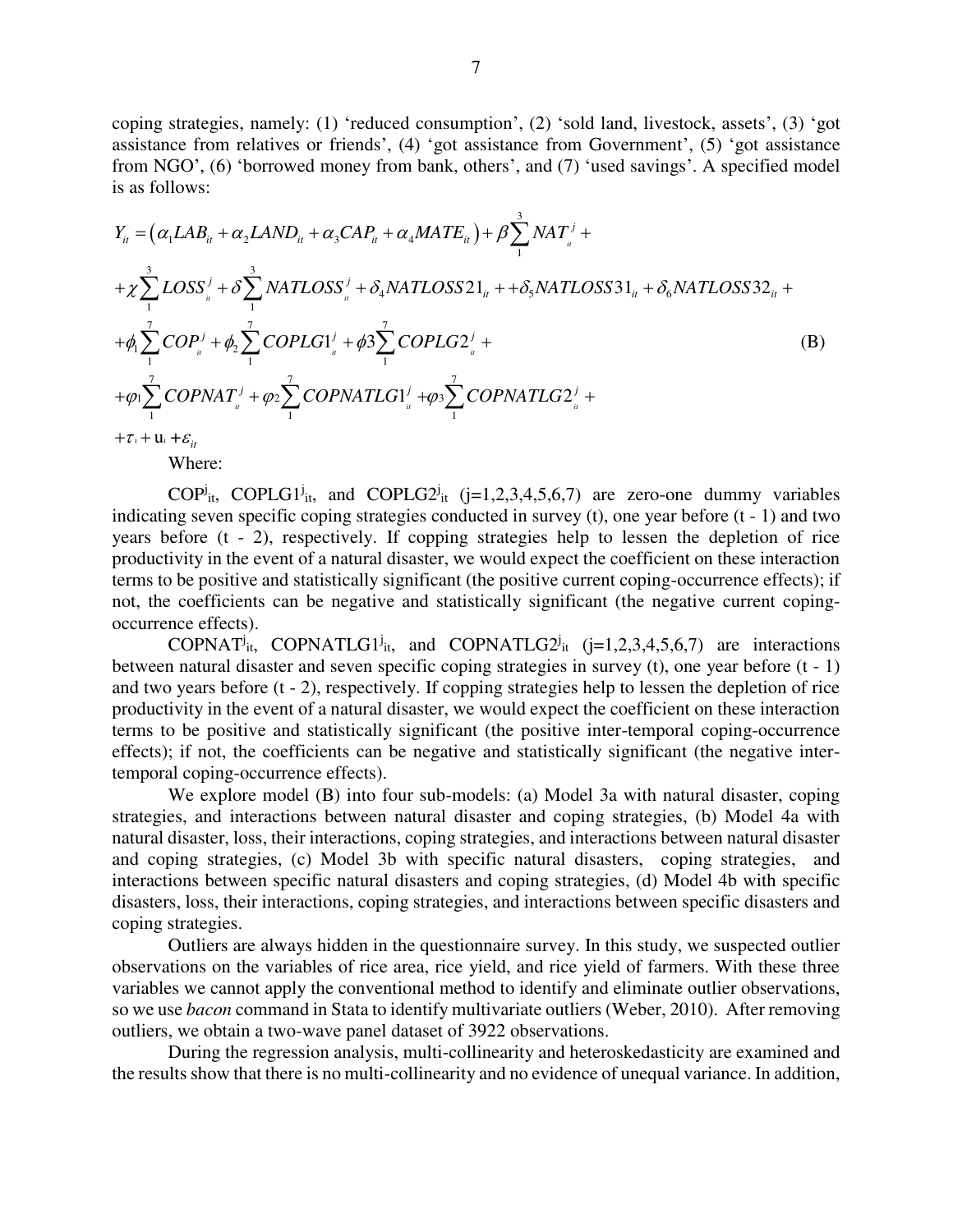coping strategies, namely: (1) 'reduced consumption', (2) 'sold land, livestock, assets', (3) 'got assistance from relatives or friends', (4) 'got assistance from Government', (5) 'got assistance from NGO', (6) 'borrowed money from bank, others', and (7) 'used savings'. A specified model is as follows:

$$
\begin{aligned}
Y_{it} &= \left(\alpha_1 LAB_{it} + \alpha_2 LAND_{it} + \alpha_3 CAP_{it} + \alpha_4 MATE_{it}\right) + \beta \sum_{1}^{3} NAT_{it}^{j} + \\
&+ \chi \sum_{1}^{3} LOSS_{it}^{j} + \delta \sum_{1}^{3} NATLOSS_{it}^{j} + \delta_4 NATLOSS21_{it} + +\delta_5 NATLOSS31_{it} + \delta_6 NATLOSS32_{it} + \\
&+ \phi_1 \sum_{1}^{7} COP_{it}^{j} + \phi_2 \sum_{1}^{7} COPLG1_{it}^{j} + \phi 3 \sum_{1}^{7} COPLG2_{it}^{j} + \\
&+ \varphi_1 \sum_{1}^{7} COPNAT_{it}^{j} + \varphi_2 \sum_{1}^{7} COPNATLG1_{it}^{j} + \varphi_3 \sum_{1}^{7} COPNATLG2_{it}^{j} + \\
&+ \tau_i + u_i + \varepsilon_{it}
\end{aligned}
\tag{B}
$$

Where:

$COP^{j}_{it}$, $COPLG1^{j}_{it}$, and $COPLG2^{j}_{it}$ ($j=1,2,3,4,5,6,7$) are zero-one dummy variables indicating seven specific coping strategies conducted in survey (t), one year before (t - 1) and two years before (t - 2), respectively. If copping strategies help to lessen the depletion of rice productivity in the event of a natural disaster, we would expect the coefficient on these interaction terms to be positive and statistically significant (the positive current coping-occurrence effects); if not, the coefficients can be negative and statistically significant (the negative current coping-occurrence effects).

$COPNAT^{j}_{it}$, $COPNATLG1^{j}_{it}$, and $COPNATLG2^{j}_{it}$ ($j=1,2,3,4,5,6,7$) are interactions between natural disaster and seven specific coping strategies in survey (t), one year before (t - 1) and two years before (t - 2), respectively. If copping strategies help to lessen the depletion of rice productivity in the event of a natural disaster, we would expect the coefficient on these interaction terms to be positive and statistically significant (the positive inter-temporal coping-occurrence effects); if not, the coefficients can be negative and statistically significant (the negative inter-temporal coping-occurrence effects).

We explore model (B) into four sub-models: (a) Model 3a with natural disaster, coping strategies, and interactions between natural disaster and coping strategies, (b) Model 4a with natural disaster, loss, their interactions, coping strategies, and interactions between natural disaster and coping strategies, (c) Model 3b with specific natural disasters, coping strategies, and interactions between specific natural disasters and coping strategies, (d) Model 4b with specific disasters, loss, their interactions, coping strategies, and interactions between specific disasters and coping strategies.

Outliers are always hidden in the questionnaire survey. In this study, we suspected outlier observations on the variables of rice area, rice yield, and rice yield of farmers. With these three variables we cannot apply the conventional method to identify and eliminate outlier observations, so we use *bacon* command in Stata to identify multivariate outliers (Weber, 2010). After removing outliers, we obtain a two-wave panel dataset of 3922 observations.

During the regression analysis, multi-collinearity and heteroskedasticity are examined and the results show that there is no multi-collinearity and no evidence of unequal variance. In addition,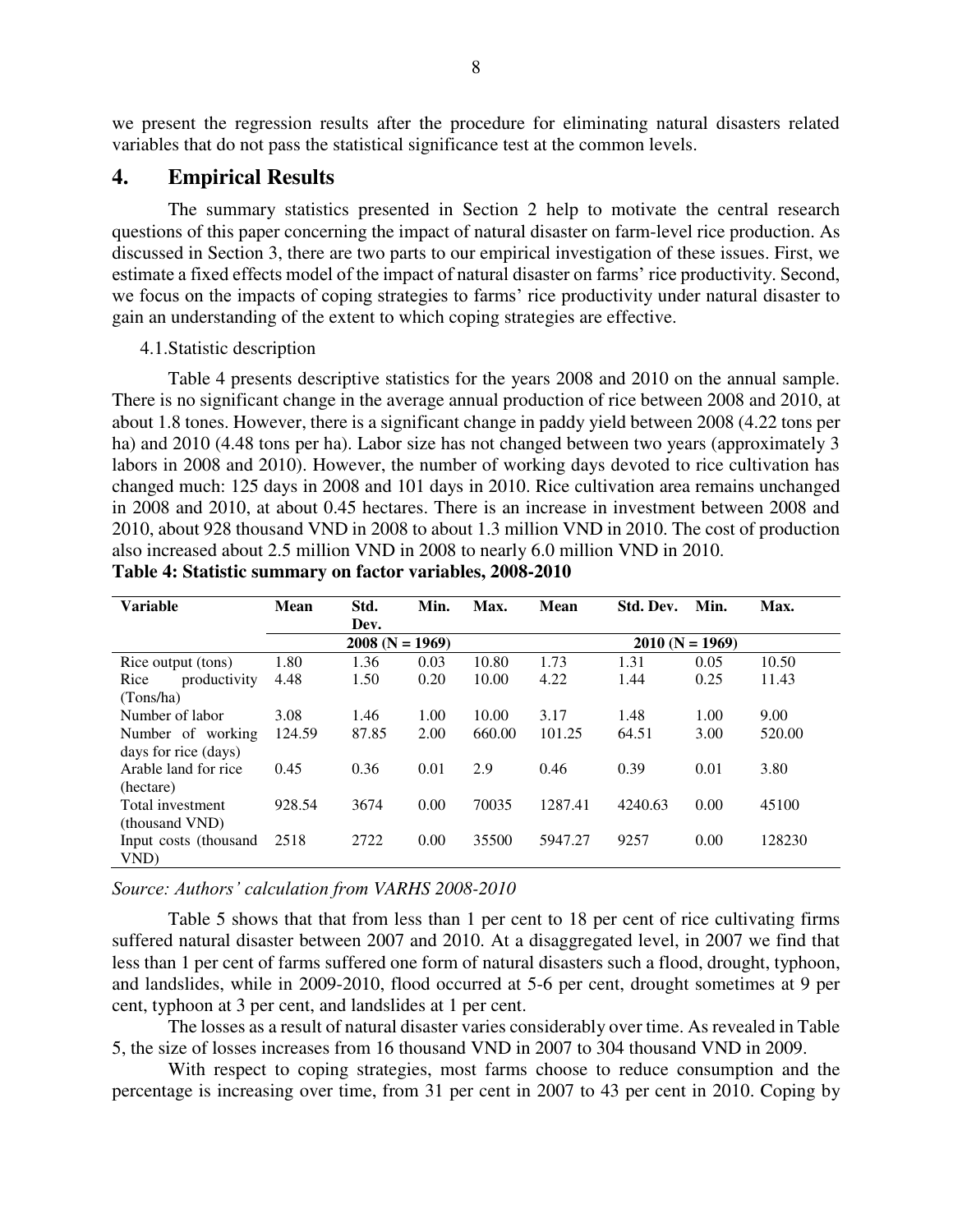we present the regression results after the procedure for eliminating natural disasters related variables that do not pass the statistical significance test at the common levels.

# 4. Empirical Results

The summary statistics presented in Section 2 help to motivate the central research questions of this paper concerning the impact of natural disaster on farm-level rice production. As discussed in Section 3, there are two parts to our empirical investigation of these issues. First, we estimate a fixed effects model of the impact of natural disaster on farms' rice productivity. Second, we focus on the impacts of coping strategies to farms' rice productivity under natural disaster to gain an understanding of the extent to which coping strategies are effective.

4.1. Statistic description

Table 4 presents descriptive statistics for the years 2008 and 2010 on the annual sample. There is no significant change in the average annual production of rice between 2008 and 2010, at about 1.8 tones. However, there is a significant change in paddy yield between 2008 (4.22 tons per ha) and 2010 (4.48 tons per ha). Labor size has not changed between two years (approximately 3 labors in 2008 and 2010). However, the number of working days devoted to rice cultivation has changed much: 125 days in 2008 and 101 days in 2010. Rice cultivation area remains unchanged in 2008 and 2010, at about 0.45 hectares. There is an increase in investment between 2008 and 2010, about 928 thousand VND in 2008 to about 1.3 million VND in 2010. The cost of production also increased about 2.5 million VND in 2008 to nearly 6.0 million VND in 2010.

**Table 4: Statistic summary on factor variables, 2008-2010**

| Variable | Mean | Std. Dev. | Min. | Max. | Mean | Std. Dev. | Min. | Max. |
|---|---|---|---|---|---|---|---|---|
| | **2008 (N = 1969)** | | | | **2010 (N = 1969)** | | | |
| Rice output (tons) | 1.80 | 1.36 | 0.03 | 10.80 | 1.73 | 1.31 | 0.05 | 10.50 |
| Rice productivity (Tons/ha) | 4.48 | 1.50 | 0.20 | 10.00 | 4.22 | 1.44 | 0.25 | 11.43 |
| Number of labor | 3.08 | 1.46 | 1.00 | 10.00 | 3.17 | 1.48 | 1.00 | 9.00 |
| Number of working days for rice (days) | 124.59 | 87.85 | 2.00 | 660.00 | 101.25 | 64.51 | 3.00 | 520.00 |
| Arable land for rice (hectare) | 0.45 | 0.36 | 0.01 | 2.9 | 0.46 | 0.39 | 0.01 | 3.80 |
| Total investment (thousand VND) | 928.54 | 3674 | 0.00 | 70035 | 1287.41 | 4240.63 | 0.00 | 45100 |
| Input costs (thousand VND) | 2518 | 2722 | 0.00 | 35500 | 5947.27 | 9257 | 0.00 | 128230 |

*Source: Authors' calculation from VARHS 2008-2010*

Table 5 shows that that from less than 1 per cent to 18 per cent of rice cultivating firms suffered natural disaster between 2007 and 2010. At a disaggregated level, in 2007 we find that less than 1 per cent of farms suffered one form of natural disasters such a flood, drought, typhoon, and landslides, while in 2009-2010, flood occurred at 5-6 per cent, drought sometimes at 9 per cent, typhoon at 3 per cent, and landslides at 1 per cent.

The losses as a result of natural disaster varies considerably over time. As revealed in Table 5, the size of losses increases from 16 thousand VND in 2007 to 304 thousand VND in 2009.

With respect to coping strategies, most farms choose to reduce consumption and the percentage is increasing over time, from 31 per cent in 2007 to 43 per cent in 2010. Coping by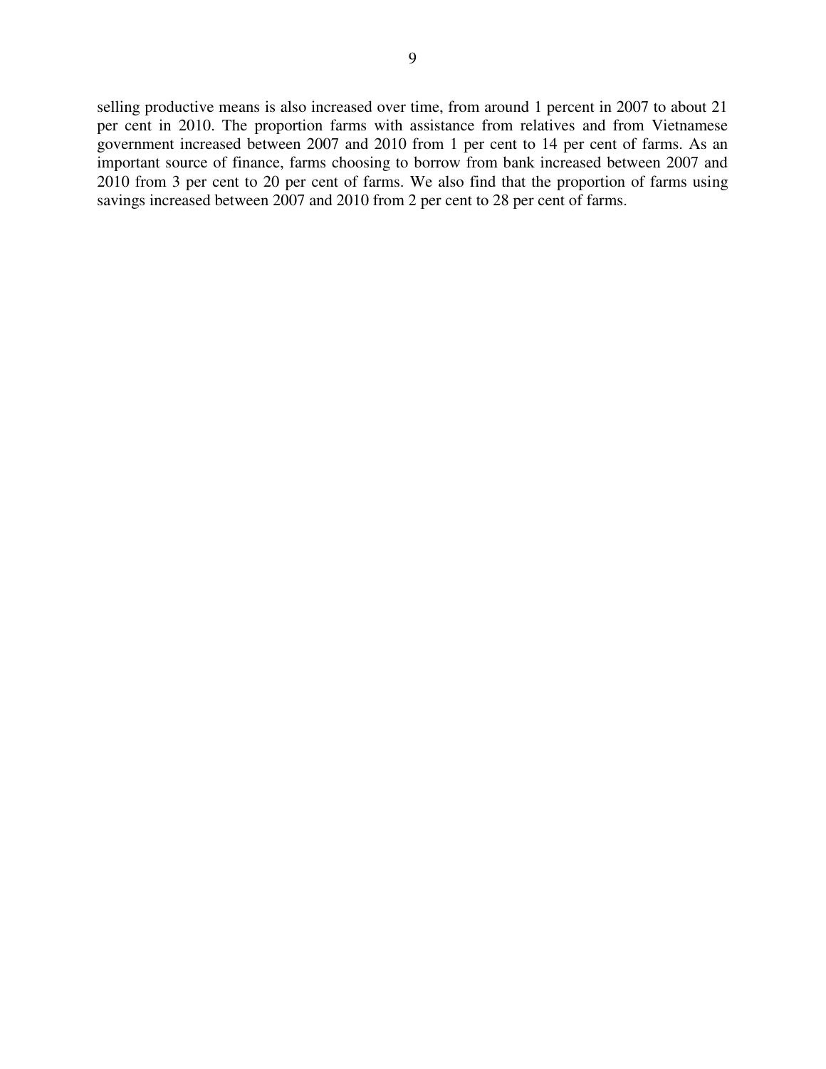selling productive means is also increased over time, from around 1 percent in 2007 to about 21 per cent in 2010. The proportion farms with assistance from relatives and from Vietnamese government increased between 2007 and 2010 from 1 per cent to 14 per cent of farms. As an important source of finance, farms choosing to borrow from bank increased between 2007 and 2010 from 3 per cent to 20 per cent of farms. We also find that the proportion of farms using savings increased between 2007 and 2010 from 2 per cent to 28 per cent of farms.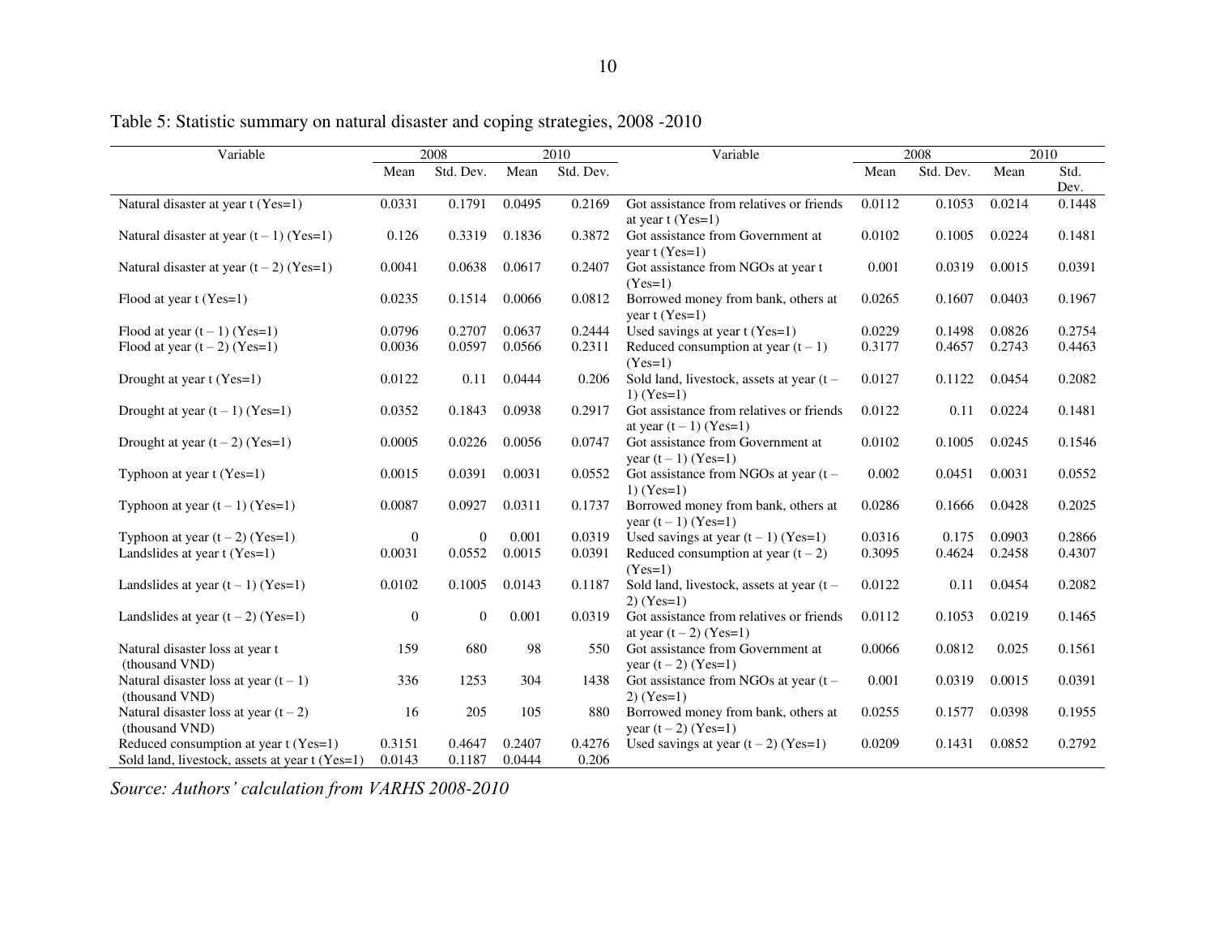Table 5: Statistic summary on natural disaster and coping strategies, 2008 -2010

| Variable | 2008 | | 2010 | | Variable | 2008 | | 2010 | |
|---|---|---|---|---|---|---|---|---|---|
| | Mean | Std. Dev. | Mean | Std. Dev. | | Mean | Std. Dev. | Mean | Std. Dev. |
| Natural disaster at year t (Yes=1) | 0.0331 | 0.1791 | 0.0495 | 0.2169 | Got assistance from relatives or friends at year t (Yes=1) | 0.0112 | 0.1053 | 0.0214 | 0.1448 |
| Natural disaster at year (t – 1) (Yes=1) | 0.126 | 0.3319 | 0.1836 | 0.3872 | Got assistance from Government at year t (Yes=1) | 0.0102 | 0.1005 | 0.0224 | 0.1481 |
| Natural disaster at year (t – 2) (Yes=1) | 0.0041 | 0.0638 | 0.0617 | 0.2407 | Got assistance from NGOs at year t (Yes=1) | 0.001 | 0.0319 | 0.0015 | 0.0391 |
| Flood at year t (Yes=1) | 0.0235 | 0.1514 | 0.0066 | 0.0812 | Borrowed money from bank, others at year t (Yes=1) | 0.0265 | 0.1607 | 0.0403 | 0.1967 |
| Flood at year (t – 1) (Yes=1) | 0.0796 | 0.2707 | 0.0637 | 0.2444 | Used savings at year t (Yes=1) | 0.0229 | 0.1498 | 0.0826 | 0.2754 |
| Flood at year (t – 2) (Yes=1) | 0.0036 | 0.0597 | 0.0566 | 0.2311 | Reduced consumption at year (t – 1) (Yes=1) | 0.3177 | 0.4657 | 0.2743 | 0.4463 |
| Drought at year t (Yes=1) | 0.0122 | 0.11 | 0.0444 | 0.206 | Sold land, livestock, assets at year (t – 1) (Yes=1) | 0.0127 | 0.1122 | 0.0454 | 0.2082 |
| Drought at year (t – 1) (Yes=1) | 0.0352 | 0.1843 | 0.0938 | 0.2917 | Got assistance from relatives or friends at year (t – 1) (Yes=1) | 0.0122 | 0.11 | 0.0224 | 0.1481 |
| Drought at year (t – 2) (Yes=1) | 0.0005 | 0.0226 | 0.0056 | 0.0747 | Got assistance from Government at year (t – 1) (Yes=1) | 0.0102 | 0.1005 | 0.0245 | 0.1546 |
| Typhoon at year t (Yes=1) | 0.0015 | 0.0391 | 0.0031 | 0.0552 | Got assistance from NGOs at year (t – 1) (Yes=1) | 0.002 | 0.0451 | 0.0031 | 0.0552 |
| Typhoon at year (t – 1) (Yes=1) | 0.0087 | 0.0927 | 0.0311 | 0.1737 | Borrowed money from bank, others at year (t – 1) (Yes=1) | 0.0286 | 0.1666 | 0.0428 | 0.2025 |
| Typhoon at year (t – 2) (Yes=1) | 0 | 0 | 0.001 | 0.0319 | Used savings at year (t – 1) (Yes=1) | 0.0316 | 0.175 | 0.0903 | 0.2866 |
| Landslides at year t (Yes=1) | 0.0031 | 0.0552 | 0.0015 | 0.0391 | Reduced consumption at year (t – 2) (Yes=1) | 0.3095 | 0.4624 | 0.2458 | 0.4307 |
| Landslides at year (t – 1) (Yes=1) | 0.0102 | 0.1005 | 0.0143 | 0.1187 | Sold land, livestock, assets at year (t – 2) (Yes=1) | 0.0122 | 0.11 | 0.0454 | 0.2082 |
| Landslides at year (t – 2) (Yes=1) | 0 | 0 | 0.001 | 0.0319 | Got assistance from relatives or friends at year (t – 2) (Yes=1) | 0.0112 | 0.1053 | 0.0219 | 0.1465 |
| Natural disaster loss at year t (thousand VND) | 159 | 680 | 98 | 550 | Got assistance from Government at year (t – 2) (Yes=1) | 0.0066 | 0.0812 | 0.025 | 0.1561 |
| Natural disaster loss at year (t – 1) (thousand VND) | 336 | 1253 | 304 | 1438 | Got assistance from NGOs at year (t – 2) (Yes=1) | 0.001 | 0.0319 | 0.0015 | 0.0391 |
| Natural disaster loss at year (t – 2) (thousand VND) | 16 | 205 | 105 | 880 | Borrowed money from bank, others at year (t – 2) (Yes=1) | 0.0255 | 0.1577 | 0.0398 | 0.1955 |
| Reduced consumption at year t (Yes=1) | 0.3151 | 0.4647 | 0.2407 | 0.4276 | Used savings at year (t – 2) (Yes=1) | 0.0209 | 0.1431 | 0.0852 | 0.2792 |
| Sold land, livestock, assets at year t (Yes=1) | 0.0143 | 0.1187 | 0.0444 | 0.206 | | | | | |

*Source: Authors' calculation from VARHS 2008-2010*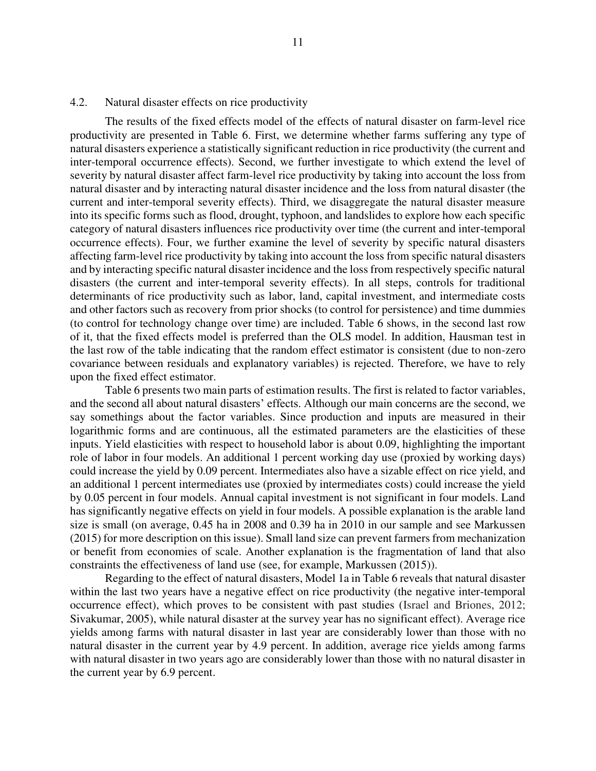### 4.2. Natural disaster effects on rice productivity

The results of the fixed effects model of the effects of natural disaster on farm-level rice productivity are presented in Table 6. First, we determine whether farms suffering any type of natural disasters experience a statistically significant reduction in rice productivity (the current and inter-temporal occurrence effects). Second, we further investigate to which extend the level of severity by natural disaster affect farm-level rice productivity by taking into account the loss from natural disaster and by interacting natural disaster incidence and the loss from natural disaster (the current and inter-temporal severity effects). Third, we disaggregate the natural disaster measure into its specific forms such as flood, drought, typhoon, and landslides to explore how each specific category of natural disasters influences rice productivity over time (the current and inter-temporal occurrence effects). Four, we further examine the level of severity by specific natural disasters affecting farm-level rice productivity by taking into account the loss from specific natural disasters and by interacting specific natural disaster incidence and the loss from respectively specific natural disasters (the current and inter-temporal severity effects). In all steps, controls for traditional determinants of rice productivity such as labor, land, capital investment, and intermediate costs and other factors such as recovery from prior shocks (to control for persistence) and time dummies (to control for technology change over time) are included. Table 6 shows, in the second last row of it, that the fixed effects model is preferred than the OLS model. In addition, Hausman test in the last row of the table indicating that the random effect estimator is consistent (due to non-zero covariance between residuals and explanatory variables) is rejected. Therefore, we have to rely upon the fixed effect estimator.

Table 6 presents two main parts of estimation results. The first is related to factor variables, and the second all about natural disasters' effects. Although our main concerns are the second, we say somethings about the factor variables. Since production and inputs are measured in their logarithmic forms and are continuous, all the estimated parameters are the elasticities of these inputs. Yield elasticities with respect to household labor is about 0.09, highlighting the important role of labor in four models. An additional 1 percent working day use (proxied by working days) could increase the yield by 0.09 percent. Intermediates also have a sizable effect on rice yield, and an additional 1 percent intermediates use (proxied by intermediates costs) could increase the yield by 0.05 percent in four models. Annual capital investment is not significant in four models. Land has significantly negative effects on yield in four models. A possible explanation is the arable land size is small (on average, 0.45 ha in 2008 and 0.39 ha in 2010 in our sample and see Markussen (2015) for more description on this issue). Small land size can prevent farmers from mechanization or benefit from economies of scale. Another explanation is the fragmentation of land that also constraints the effectiveness of land use (see, for example, Markussen (2015)).

Regarding to the effect of natural disasters, Model 1a in Table 6 reveals that natural disaster within the last two years have a negative effect on rice productivity (the negative inter-temporal occurrence effect), which proves to be consistent with past studies (Israel and Briones, 2012; Sivakumar, 2005), while natural disaster at the survey year has no significant effect). Average rice yields among farms with natural disaster in last year are considerably lower than those with no natural disaster in the current year by 4.9 percent. In addition, average rice yields among farms with natural disaster in two years ago are considerably lower than those with no natural disaster in the current year by 6.9 percent.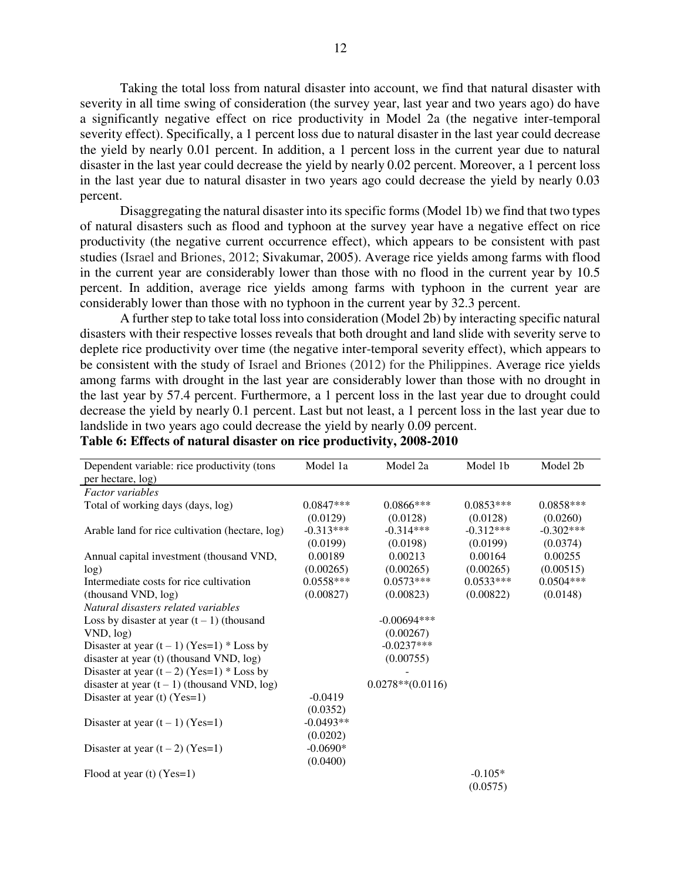Taking the total loss from natural disaster into account, we find that natural disaster with severity in all time swing of consideration (the survey year, last year and two years ago) do have a significantly negative effect on rice productivity in Model 2a (the negative inter-temporal severity effect). Specifically, a 1 percent loss due to natural disaster in the last year could decrease the yield by nearly 0.01 percent. In addition, a 1 percent loss in the current year due to natural disaster in the last year could decrease the yield by nearly 0.02 percent. Moreover, a 1 percent loss in the last year due to natural disaster in two years ago could decrease the yield by nearly 0.03 percent.

Disaggregating the natural disaster into its specific forms (Model 1b) we find that two types of natural disasters such as flood and typhoon at the survey year have a negative effect on rice productivity (the negative current occurrence effect), which appears to be consistent with past studies (Israel and Briones, 2012; Sivakumar, 2005). Average rice yields among farms with flood in the current year are considerably lower than those with no flood in the current year by 10.5 percent. In addition, average rice yields among farms with typhoon in the current year are considerably lower than those with no typhoon in the current year by 32.3 percent.

A further step to take total loss into consideration (Model 2b) by interacting specific natural disasters with their respective losses reveals that both drought and land slide with severity serve to deplete rice productivity over time (the negative inter-temporal severity effect), which appears to be consistent with the study of Israel and Briones (2012) for the Philippines. Average rice yields among farms with drought in the last year are considerably lower than those with no drought in the last year by 57.4 percent. Furthermore, a 1 percent loss in the last year due to drought could decrease the yield by nearly 0.1 percent. Last but not least, a 1 percent loss in the last year due to landslide in two years ago could decrease the yield by nearly 0.09 percent.

**Table 6: Effects of natural disaster on rice productivity, 2008-2010**

| Dependent variable: rice productivity (tons per hectare, log) | Model 1a | Model 2a | Model 1b | Model 2b |
|---|---|---|---|---|
| *Factor variables* | | | | |
| Total of working days (days, log) | 0.0847*** | 0.0866*** | 0.0853*** | 0.0858*** |
| | (0.0129) | (0.0128) | (0.0128) | (0.0260) |
| Arable land for rice cultivation (hectare, log) | -0.313*** | -0.314*** | -0.312*** | -0.302*** |
| | (0.0199) | (0.0198) | (0.0199) | (0.0374) |
| Annual capital investment (thousand VND, log) | 0.00189 | 0.00213 | 0.00164 | 0.00255 |
| | (0.00265) | (0.00265) | (0.00265) | (0.00515) |
| Intermediate costs for rice cultivation (thousand VND, log) | 0.0558*** | 0.0573*** | 0.0533*** | 0.0504*** |
| | (0.00827) | (0.00823) | (0.00822) | (0.0148) |
| *Natural disasters related variables* | | | | |
| Loss by disaster at year $(t-1)$ (thousand VND, log) | | -0.00694*** | | |
| | | (0.00267) | | |
| Disaster at year $(t-1)$ (Yes=1) * Loss by disaster at year (t) (thousand VND, log) | | -0.0237*** | | |
| | | (0.00755) | | |
| Disaster at year $(t-2)$ (Yes=1) * Loss by disaster at year $(t-1)$ (thousand VND, log) | | -0.0278**(0.0116) | | |
| Disaster at year (t) (Yes=1) | -0.0419 | | | |
| | (0.0352) | | | |
| Disaster at year $(t-1)$ (Yes=1) | -0.0493** | | | |
| | (0.0202) | | | |
| Disaster at year $(t-2)$ (Yes=1) | -0.0690* | | | |
| | (0.0400) | | | |
| Flood at year (t) (Yes=1) | | | -0.105* | |
| | | | (0.0575) | |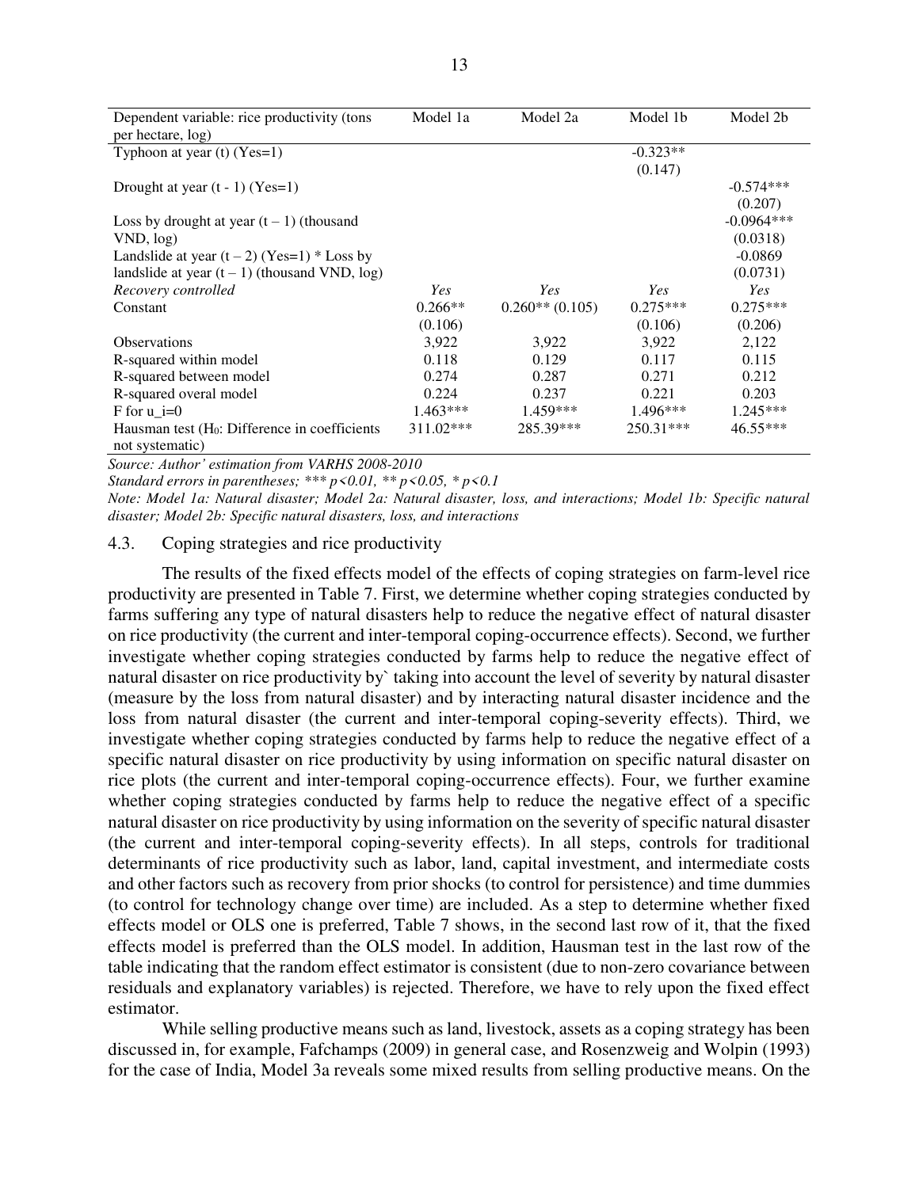| Dependent variable: rice productivity (tons per hectare, log) | Model 1a | Model 2a | Model 1b | Model 2b |
|---|---|---|---|---|
| Typhoon at year (t) (Yes=1) | | | -0.323** | |
| | | | (0.147) | |
| Drought at year (t - 1) (Yes=1) | | | | -0.574*** |
| | | | | (0.207) |
| Loss by drought at year (t – 1) (thousand VND, log) | | | | -0.0964*** |
| | | | | (0.0318) |
| Landslide at year (t – 2) (Yes=1) * Loss by landslide at year (t – 1) (thousand VND, log) | | | | -0.0869 |
| | | | | (0.0731) |
| *Recovery controlled* | *Yes* | *Yes* | *Yes* | *Yes* |
| Constant | 0.266** | 0.260** (0.105) | 0.275*** | 0.275*** |
| | (0.106) | | (0.106) | (0.206) |
| Observations | 3,922 | 3,922 | 3,922 | 2,122 |
| R-squared within model | 0.118 | 0.129 | 0.117 | 0.115 |
| R-squared between model | 0.274 | 0.287 | 0.271 | 0.212 |
| R-squared overal model | 0.224 | 0.237 | 0.221 | 0.203 |
| F for u_i=0 | 1.463*** | 1.459*** | 1.496*** | 1.245*** |
| Hausman test ($H_0$: Difference in coefficients not systematic) | 311.02*** | 285.39*** | 250.31*** | 46.55*** |

*Source: Author' estimation from VARHS 2008-2010*

*Standard errors in parentheses; *** p<0.01, ** p<0.05, * p<0.1*

*Note: Model 1a: Natural disaster; Model 2a: Natural disaster, loss, and interactions; Model 1b: Specific natural disaster; Model 2b: Specific natural disasters, loss, and interactions*

### 4.3. Coping strategies and rice productivity

The results of the fixed effects model of the effects of coping strategies on farm-level rice productivity are presented in Table 7. First, we determine whether coping strategies conducted by farms suffering any type of natural disasters help to reduce the negative effect of natural disaster on rice productivity (the current and inter-temporal coping-occurrence effects). Second, we further investigate whether coping strategies conducted by farms help to reduce the negative effect of natural disaster on rice productivity by` taking into account the level of severity by natural disaster (measure by the loss from natural disaster) and by interacting natural disaster incidence and the loss from natural disaster (the current and inter-temporal coping-severity effects). Third, we investigate whether coping strategies conducted by farms help to reduce the negative effect of a specific natural disaster on rice productivity by using information on specific natural disaster on rice plots (the current and inter-temporal coping-occurrence effects). Four, we further examine whether coping strategies conducted by farms help to reduce the negative effect of a specific natural disaster on rice productivity by using information on the severity of specific natural disaster (the current and inter-temporal coping-severity effects). In all steps, controls for traditional determinants of rice productivity such as labor, land, capital investment, and intermediate costs and other factors such as recovery from prior shocks (to control for persistence) and time dummies (to control for technology change over time) are included. As a step to determine whether fixed effects model or OLS one is preferred, Table 7 shows, in the second last row of it, that the fixed effects model is preferred than the OLS model. In addition, Hausman test in the last row of the table indicating that the random effect estimator is consistent (due to non-zero covariance between residuals and explanatory variables) is rejected. Therefore, we have to rely upon the fixed effect estimator.

While selling productive means such as land, livestock, assets as a coping strategy has been discussed in, for example, Fafchamps (2009) in general case, and Rosenzweig and Wolpin (1993) for the case of India, Model 3a reveals some mixed results from selling productive means. On the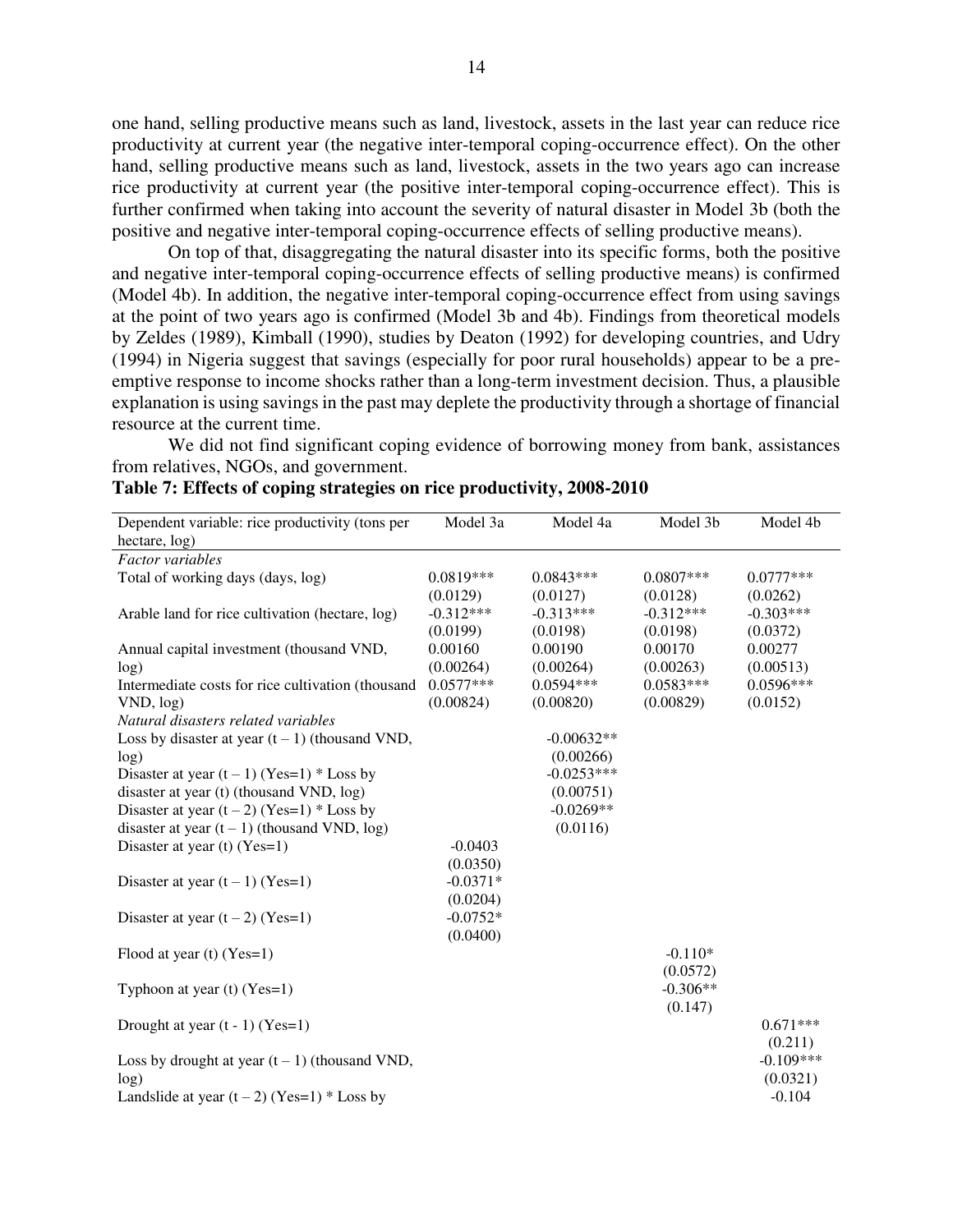one hand, selling productive means such as land, livestock, assets in the last year can reduce rice productivity at current year (the negative inter-temporal coping-occurrence effect). On the other hand, selling productive means such as land, livestock, assets in the two years ago can increase rice productivity at current year (the positive inter-temporal coping-occurrence effect). This is further confirmed when taking into account the severity of natural disaster in Model 3b (both the positive and negative inter-temporal coping-occurrence effects of selling productive means).

On top of that, disaggregating the natural disaster into its specific forms, both the positive and negative inter-temporal coping-occurrence effects of selling productive means) is confirmed (Model 4b). In addition, the negative inter-temporal coping-occurrence effect from using savings at the point of two years ago is confirmed (Model 3b and 4b). Findings from theoretical models by Zeldes (1989), Kimball (1990), studies by Deaton (1992) for developing countries, and Udry (1994) in Nigeria suggest that savings (especially for poor rural households) appear to be a pre-emptive response to income shocks rather than a long-term investment decision. Thus, a plausible explanation is using savings in the past may deplete the productivity through a shortage of financial resource at the current time.

We did not find significant coping evidence of borrowing money from bank, assistances from relatives, NGOs, and government.

**Table 7: Effects of coping strategies on rice productivity, 2008-2010**

| Dependent variable: rice productivity (tons per hectare, log) | Model 3a | Model 4a | Model 3b | Model 4b |
|---|---|---|---|---|
| *Factor variables* | | | | |
| Total of working days (days, log) | 0.0819*** | 0.0843*** | 0.0807*** | 0.0777*** |
| | (0.0129) | (0.0127) | (0.0128) | (0.0262) |
| Arable land for rice cultivation (hectare, log) | -0.312*** | -0.313*** | -0.312*** | -0.303*** |
| | (0.0199) | (0.0198) | (0.0198) | (0.0372) |
| Annual capital investment (thousand VND, log) | 0.00160 | 0.00190 | 0.00170 | 0.00277 |
| | (0.00264) | (0.00264) | (0.00263) | (0.00513) |
| Intermediate costs for rice cultivation (thousand VND, log) | 0.0577*** | 0.0594*** | 0.0583*** | 0.0596*** |
| | (0.00824) | (0.00820) | (0.00829) | (0.0152) |
| *Natural disasters related variables* | | | | |
| Loss by disaster at year (t – 1) (thousand VND, log) | | -0.00632** | | |
| | | (0.00266) | | |
| Disaster at year (t – 1) (Yes=1) * Loss by disaster at year (t) (thousand VND, log) | | -0.0253*** | | |
| | | (0.00751) | | |
| Disaster at year (t – 2) (Yes=1) * Loss by disaster at year (t – 1) (thousand VND, log) | | -0.0269** | | |
| | | (0.0116) | | |
| Disaster at year (t) (Yes=1) | -0.0403 | | | |
| | (0.0350) | | | |
| Disaster at year (t – 1) (Yes=1) | -0.0371* | | | |
| | (0.0204) | | | |
| Disaster at year (t – 2) (Yes=1) | -0.0752* | | | |
| | (0.0400) | | | |
| Flood at year (t) (Yes=1) | | | -0.110* | |
| | | | (0.0572) | |
| Typhoon at year (t) (Yes=1) | | | -0.306** | |
| | | | (0.147) | |
| Drought at year (t - 1) (Yes=1) | | | | 0.671*** |
| | | | | (0.211) |
| Loss by drought at year (t – 1) (thousand VND, log) | | | | -0.109*** |
| | | | | (0.0321) |
| Landslide at year (t – 2) (Yes=1) * Loss by | | | | -0.104 |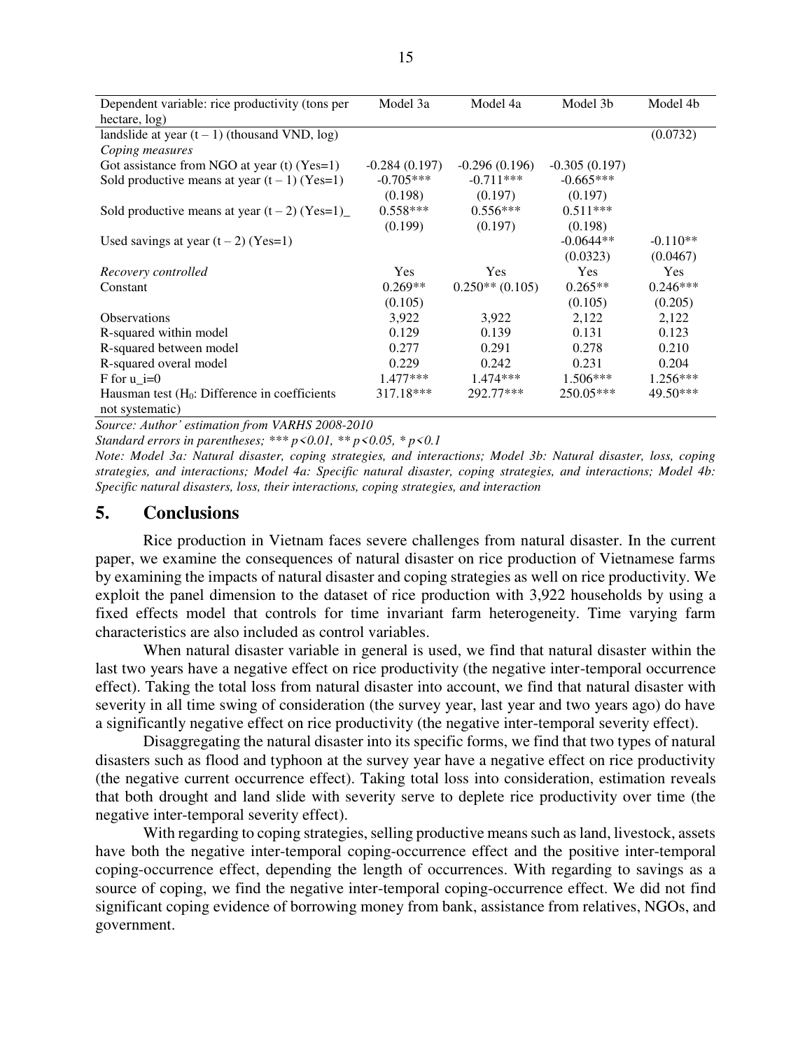| Dependent variable: rice productivity (tons per hectare, log) | Model 3a | Model 4a | Model 3b | Model 4b |
|---|---|---|---|---|
| landslide at year (t – 1) (thousand VND, log) | | | | (0.0732) |
| *Coping measures* | | | | |
| Got assistance from NGO at year (t) (Yes=1) | -0.284 (0.197) | -0.296 (0.196) | -0.305 (0.197) | |
| Sold productive means at year (t – 1) (Yes=1) | -0.705*** | -0.711*** | -0.665*** | |
| | (0.198) | (0.197) | (0.197) | |
| Sold productive means at year (t – 2) (Yes=1)_ | 0.558*** | 0.556*** | 0.511*** | |
| | (0.199) | (0.197) | (0.198) | |
| Used savings at year (t – 2) (Yes=1) | | | -0.0644** | -0.110** |
| | | | (0.0323) | (0.0467) |
| *Recovery controlled* | Yes | Yes | Yes | Yes |
| Constant | 0.269** | 0.250** (0.105) | 0.265** | 0.246*** |
| | (0.105) | | (0.105) | (0.205) |
| Observations | 3,922 | 3,922 | 2,122 | 2,122 |
| R-squared within model | 0.129 | 0.139 | 0.131 | 0.123 |
| R-squared between model | 0.277 | 0.291 | 0.278 | 0.210 |
| R-squared overal model | 0.229 | 0.242 | 0.231 | 0.204 |
| F for u_i=0 | 1.477*** | 1.474*** | 1.506*** | 1.256*** |
| Hausman test ($H_0$: Difference in coefficients not systematic) | 317.18*** | 292.77*** | 250.05*** | 49.50*** |

*Source: Author' estimation from VARHS 2008-2010*

*Standard errors in parentheses; *** p<0.01, ** p<0.05, * p<0.1*

*Note: Model 3a: Natural disaster, coping strategies, and interactions; Model 3b: Natural disaster, loss, coping strategies, and interactions; Model 4a: Specific natural disaster, coping strategies, and interactions; Model 4b: Specific natural disasters, loss, their interactions, coping strategies, and interaction*

## 5. Conclusions

Rice production in Vietnam faces severe challenges from natural disaster. In the current paper, we examine the consequences of natural disaster on rice production of Vietnamese farms by examining the impacts of natural disaster and coping strategies as well on rice productivity. We exploit the panel dimension to the dataset of rice production with 3,922 households by using a fixed effects model that controls for time invariant farm heterogeneity. Time varying farm characteristics are also included as control variables.

When natural disaster variable in general is used, we find that natural disaster within the last two years have a negative effect on rice productivity (the negative inter-temporal occurrence effect). Taking the total loss from natural disaster into account, we find that natural disaster with severity in all time swing of consideration (the survey year, last year and two years ago) do have a significantly negative effect on rice productivity (the negative inter-temporal severity effect).

Disaggregating the natural disaster into its specific forms, we find that two types of natural disasters such as flood and typhoon at the survey year have a negative effect on rice productivity (the negative current occurrence effect). Taking total loss into consideration, estimation reveals that both drought and land slide with severity serve to deplete rice productivity over time (the negative inter-temporal severity effect).

With regarding to coping strategies, selling productive means such as land, livestock, assets have both the negative inter-temporal coping-occurrence effect and the positive inter-temporal coping-occurrence effect, depending the length of occurrences. With regarding to savings as a source of coping, we find the negative inter-temporal coping-occurrence effect. We did not find significant coping evidence of borrowing money from bank, assistance from relatives, NGOs, and government.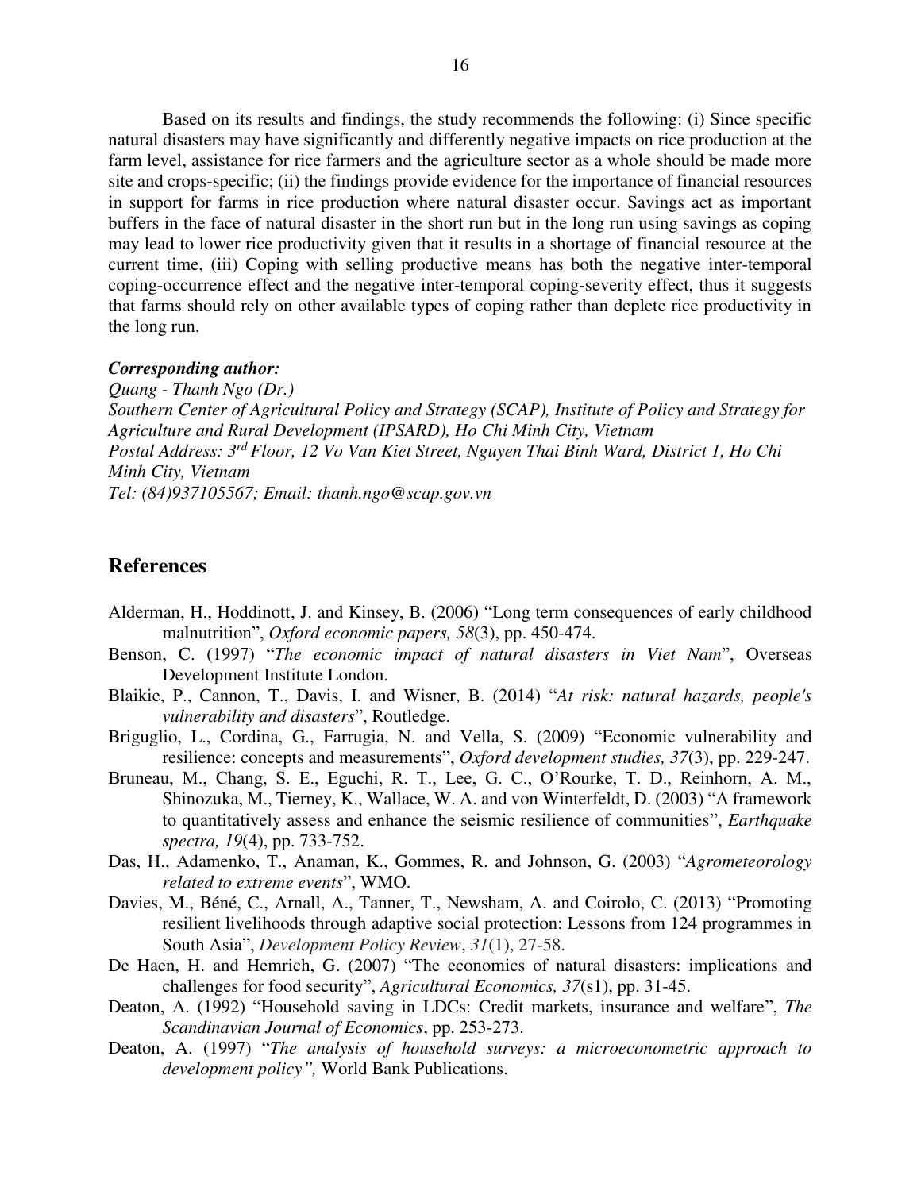Based on its results and findings, the study recommends the following: (i) Since specific natural disasters may have significantly and differently negative impacts on rice production at the farm level, assistance for rice farmers and the agriculture sector as a whole should be made more site and crops-specific; (ii) the findings provide evidence for the importance of financial resources in support for farms in rice production where natural disaster occur. Savings act as important buffers in the face of natural disaster in the short run but in the long run using savings as coping may lead to lower rice productivity given that it results in a shortage of financial resource at the current time, (iii) Coping with selling productive means has both the negative inter-temporal coping-occurrence effect and the negative inter-temporal coping-severity effect, thus it suggests that farms should rely on other available types of coping rather than deplete rice productivity in the long run.

***Corresponding author:***
*Quang - Thanh Ngo (Dr.)*
*Southern Center of Agricultural Policy and Strategy (SCAP), Institute of Policy and Strategy for Agriculture and Rural Development (IPSARD), Ho Chi Minh City, Vietnam*
*Postal Address: 3rd Floor, 12 Vo Van Kiet Street, Nguyen Thai Binh Ward, District 1, Ho Chi Minh City, Vietnam*
*Tel: (84)937105567; Email: thanh.ngo@scap.gov.vn*

## References

Alderman, H., Hoddinott, J. and Kinsey, B. (2006) "Long term consequences of early childhood malnutrition", *Oxford economic papers, 58*(3), pp. 450-474.

Benson, C. (1997) "*The economic impact of natural disasters in Viet Nam*", Overseas Development Institute London.

Blaikie, P., Cannon, T., Davis, I. and Wisner, B. (2014) "*At risk: natural hazards, people's vulnerability and disasters*", Routledge.

Briguglio, L., Cordina, G., Farrugia, N. and Vella, S. (2009) "Economic vulnerability and resilience: concepts and measurements", *Oxford development studies, 37*(3), pp. 229-247.

Bruneau, M., Chang, S. E., Eguchi, R. T., Lee, G. C., O'Rourke, T. D., Reinhorn, A. M., Shinozuka, M., Tierney, K., Wallace, W. A. and von Winterfeldt, D. (2003) "A framework to quantitatively assess and enhance the seismic resilience of communities", *Earthquake spectra, 19*(4), pp. 733-752.

Das, H., Adamenko, T., Anaman, K., Gommes, R. and Johnson, G. (2003) "*Agrometeorology related to extreme events*", WMO.

Davies, M., Béné, C., Arnall, A., Tanner, T., Newsham, A. and Coirolo, C. (2013) "Promoting resilient livelihoods through adaptive social protection: Lessons from 124 programmes in South Asia", *Development Policy Review*, *31*(1), 27-58.

De Haen, H. and Hemrich, G. (2007) "The economics of natural disasters: implications and challenges for food security", *Agricultural Economics, 37*(s1), pp. 31-45.

Deaton, A. (1992) "Household saving in LDCs: Credit markets, insurance and welfare", *The Scandinavian Journal of Economics*, pp. 253-273.

Deaton, A. (1997) "*The analysis of household surveys: a microeconometric approach to development policy",* World Bank Publications.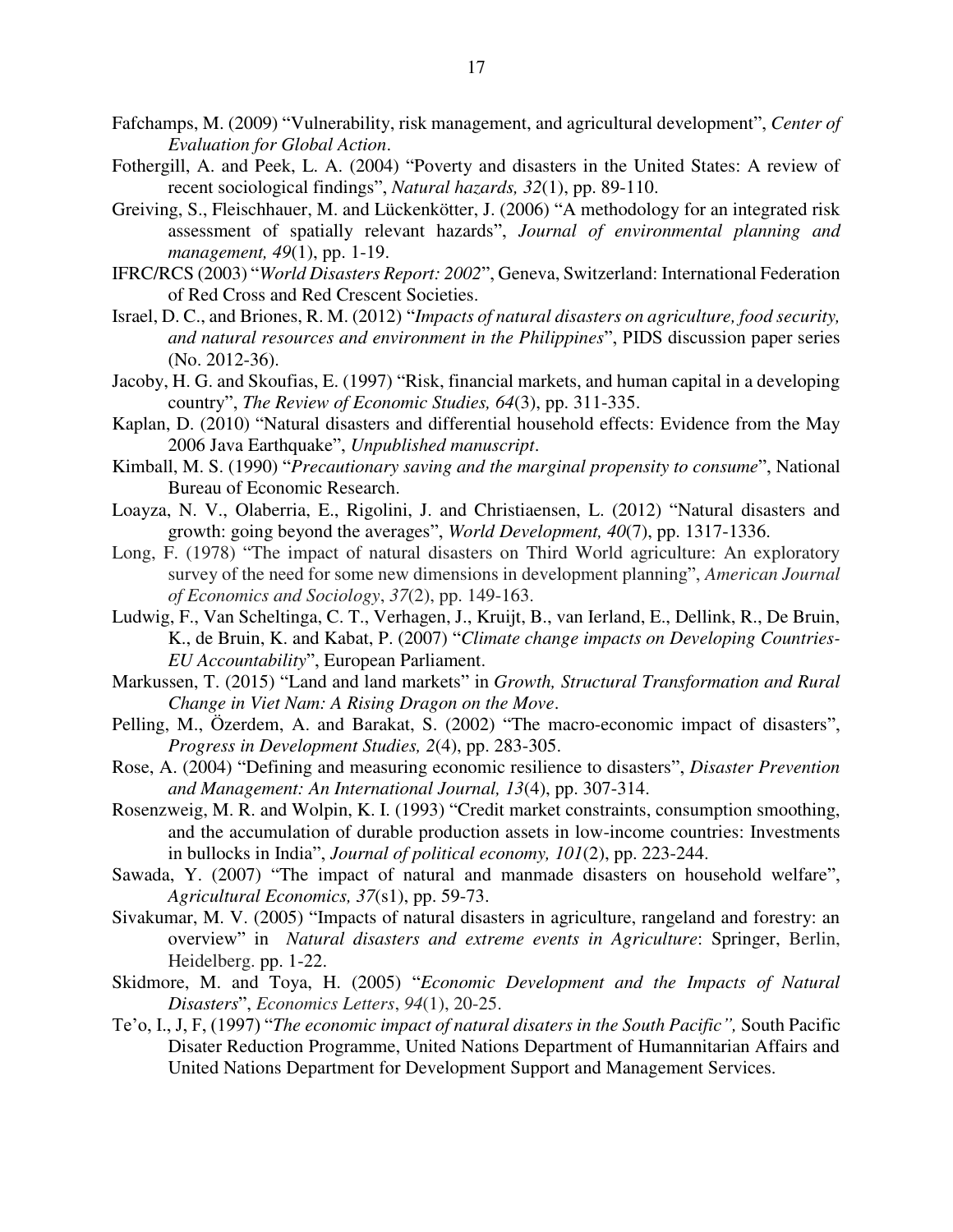Fafchamps, M. (2009) "Vulnerability, risk management, and agricultural development", *Center of Evaluation for Global Action*.

Fothergill, A. and Peek, L. A. (2004) "Poverty and disasters in the United States: A review of recent sociological findings", *Natural hazards, 32*(1), pp. 89-110.

Greiving, S., Fleischhauer, M. and Lückenkötter, J. (2006) "A methodology for an integrated risk assessment of spatially relevant hazards", *Journal of environmental planning and management, 49*(1), pp. 1-19.

IFRC/RCS (2003) "*World Disasters Report: 2002*", Geneva, Switzerland: International Federation of Red Cross and Red Crescent Societies.

Israel, D. C., and Briones, R. M. (2012) "*Impacts of natural disasters on agriculture, food security, and natural resources and environment in the Philippines*", PIDS discussion paper series (No. 2012-36).

Jacoby, H. G. and Skoufias, E. (1997) "Risk, financial markets, and human capital in a developing country", *The Review of Economic Studies, 64*(3), pp. 311-335.

Kaplan, D. (2010) "Natural disasters and differential household effects: Evidence from the May 2006 Java Earthquake", *Unpublished manuscript*.

Kimball, M. S. (1990) "*Precautionary saving and the marginal propensity to consume*", National Bureau of Economic Research.

Loayza, N. V., Olaberria, E., Rigolini, J. and Christiaensen, L. (2012) "Natural disasters and growth: going beyond the averages", *World Development, 40*(7), pp. 1317-1336.

Long, F. (1978) "The impact of natural disasters on Third World agriculture: An exploratory survey of the need for some new dimensions in development planning", *American Journal of Economics and Sociology*, *37*(2), pp. 149-163.

Ludwig, F., Van Scheltinga, C. T., Verhagen, J., Kruijt, B., van Ierland, E., Dellink, R., De Bruin, K., de Bruin, K. and Kabat, P. (2007) "*Climate change impacts on Developing Countries-EU Accountability*", European Parliament.

Markussen, T. (2015) "Land and land markets" in *Growth, Structural Transformation and Rural Change in Viet Nam: A Rising Dragon on the Move*.

Pelling, M., Özerdem, A. and Barakat, S. (2002) "The macro-economic impact of disasters", *Progress in Development Studies, 2*(4), pp. 283-305.

Rose, A. (2004) "Defining and measuring economic resilience to disasters", *Disaster Prevention and Management: An International Journal, 13*(4), pp. 307-314.

Rosenzweig, M. R. and Wolpin, K. I. (1993) "Credit market constraints, consumption smoothing, and the accumulation of durable production assets in low-income countries: Investments in bullocks in India", *Journal of political economy, 101*(2), pp. 223-244.

Sawada, Y. (2007) "The impact of natural and manmade disasters on household welfare", *Agricultural Economics, 37*(s1), pp. 59-73.

Sivakumar, M. V. (2005) "Impacts of natural disasters in agriculture, rangeland and forestry: an overview" in *Natural disasters and extreme events in Agriculture*: Springer, Berlin, Heidelberg. pp. 1-22.

Skidmore, M. and Toya, H. (2005) "*Economic Development and the Impacts of Natural Disasters*", *Economics Letters*, *94*(1), 20-25.

Te'o, I., J, F, (1997) "*The economic impact of natural disaters in the South Pacific",* South Pacific Disater Reduction Programme, United Nations Department of Humannitarian Affairs and United Nations Department for Development Support and Management Services.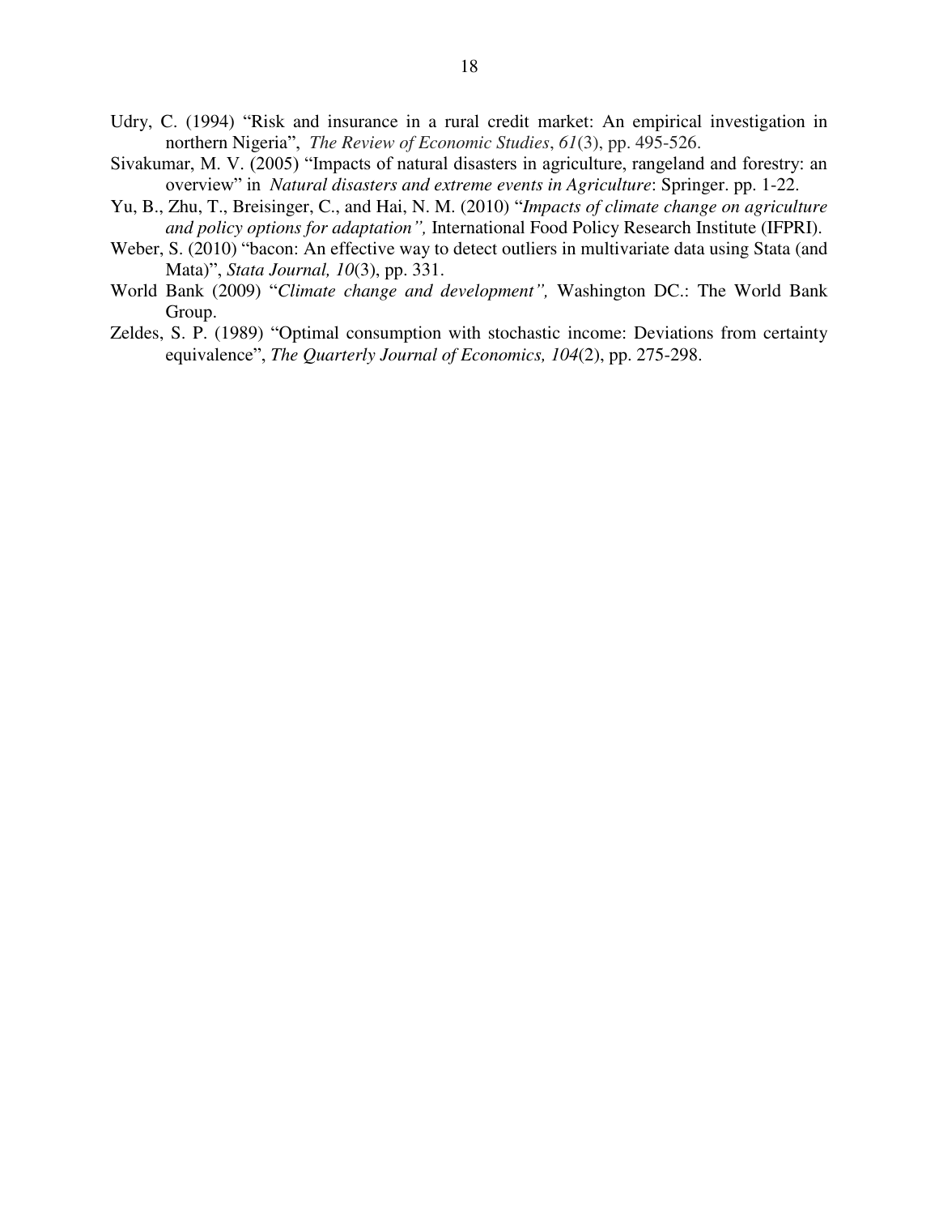Udry, C. (1994) "Risk and insurance in a rural credit market: An empirical investigation in northern Nigeria", *The Review of Economic Studies*, *61*(3), pp. 495-526.

Sivakumar, M. V. (2005) "Impacts of natural disasters in agriculture, rangeland and forestry: an overview" in *Natural disasters and extreme events in Agriculture*: Springer. pp. 1-22.

Yu, B., Zhu, T., Breisinger, C., and Hai, N. M. (2010) "*Impacts of climate change on agriculture and policy options for adaptation",* International Food Policy Research Institute (IFPRI).

Weber, S. (2010) "bacon: An effective way to detect outliers in multivariate data using Stata (and Mata)", *Stata Journal, 10*(3), pp. 331.

World Bank (2009) "*Climate change and development",* Washington DC.: The World Bank Group.

Zeldes, S. P. (1989) "Optimal consumption with stochastic income: Deviations from certainty equivalence", *The Quarterly Journal of Economics, 104*(2), pp. 275-298.